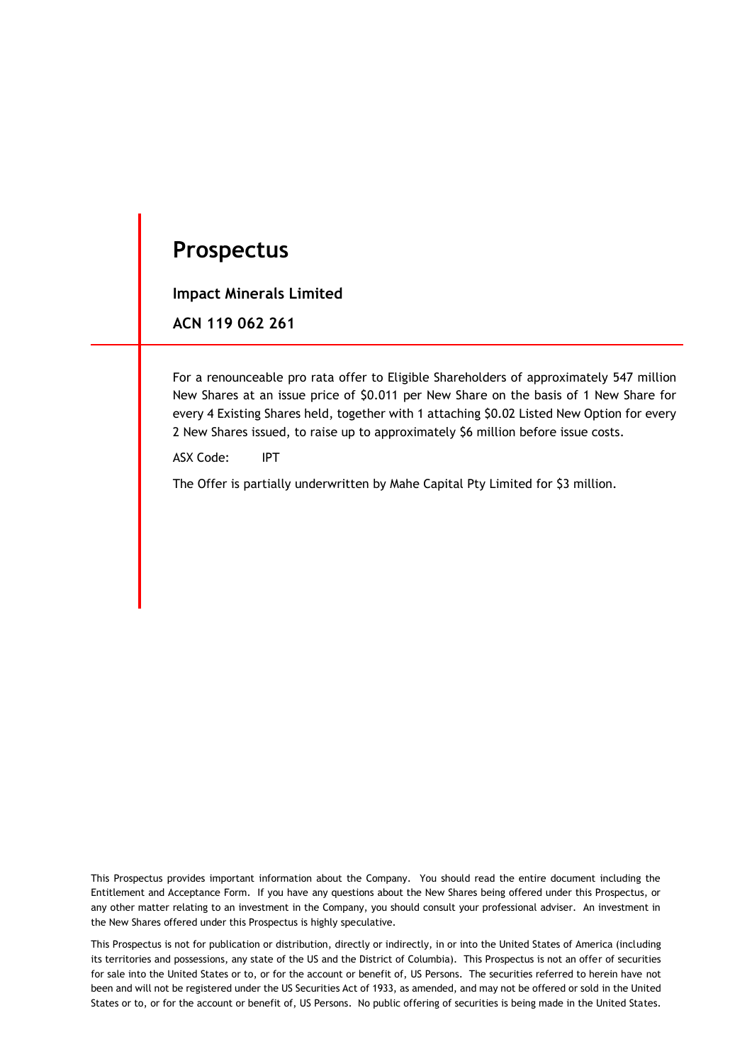# Prospectus

**Impact Minerals Limited**

**ACN 119 062 261**

For a renounceable pro rata offer to Eligible Shareholders of approximately 547 million New Shares at an issue price of $0.011 per New Share on the basis of 1 New Share for every 4 Existing Shares held, together with 1 attaching $0.02 Listed New Option for every 2 New Shares issued, to raise up to approximately $6 million before issue costs.

ASX Code: IPT

The Offer is partially underwritten by Mahe Capital Pty Limited for $3 million.

This Prospectus provides important information about the Company. You should read the entire document including the Entitlement and Acceptance Form. If you have any questions about the New Shares being offered under this Prospectus, or any other matter relating to an investment in the Company, you should consult your professional adviser. An investment in the New Shares offered under this Prospectus is highly speculative.

This Prospectus is not for publication or distribution, directly or indirectly, in or into the United States of America (including its territories and possessions, any state of the US and the District of Columbia). This Prospectus is not an offer of securities for sale into the United States or to, or for the account or benefit of, US Persons. The securities referred to herein have not been and will not be registered under the US Securities Act of 1933, as amended, and may not be offered or sold in the United States or to, or for the account or benefit of, US Persons. No public offering of securities is being made in the United States.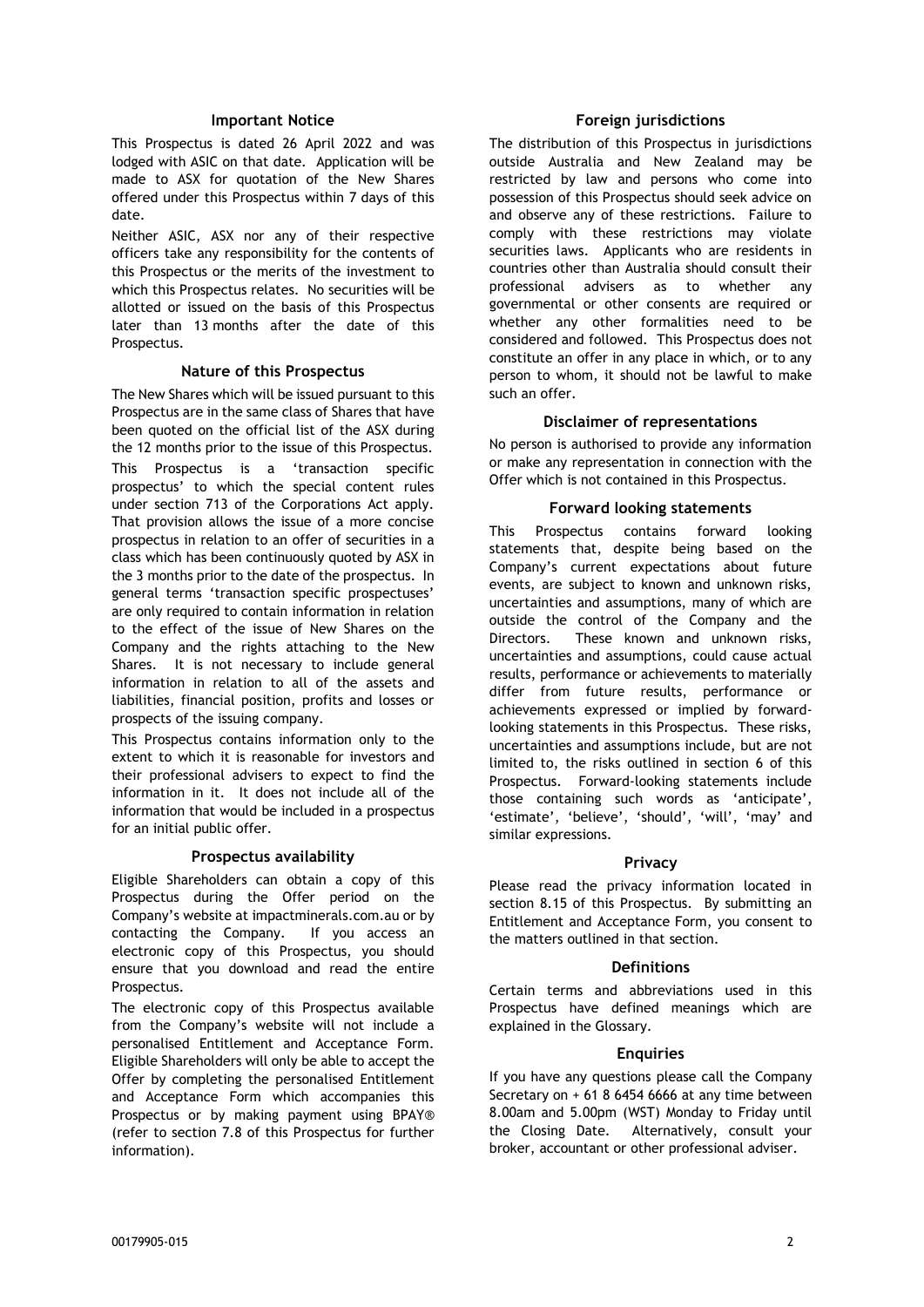## Important Notice

This Prospectus is dated 26 April 2022 and was lodged with ASIC on that date. Application will be made to ASX for quotation of the New Shares offered under this Prospectus within 7 days of this date.

Neither ASIC, ASX nor any of their respective officers take any responsibility for the contents of this Prospectus or the merits of the investment to which this Prospectus relates. No securities will be allotted or issued on the basis of this Prospectus later than 13 months after the date of this Prospectus.

## Nature of this Prospectus

The New Shares which will be issued pursuant to this Prospectus are in the same class of Shares that have been quoted on the official list of the ASX during the 12 months prior to the issue of this Prospectus.

This Prospectus is a 'transaction specific prospectus' to which the special content rules under section 713 of the Corporations Act apply. That provision allows the issue of a more concise prospectus in relation to an offer of securities in a class which has been continuously quoted by ASX in the 3 months prior to the date of the prospectus. In general terms 'transaction specific prospectuses' are only required to contain information in relation to the effect of the issue of New Shares on the Company and the rights attaching to the New Shares. It is not necessary to include general information in relation to all of the assets and liabilities, financial position, profits and losses or prospects of the issuing company.

This Prospectus contains information only to the extent to which it is reasonable for investors and their professional advisers to expect to find the information in it. It does not include all of the information that would be included in a prospectus for an initial public offer.

## Prospectus availability

Eligible Shareholders can obtain a copy of this Prospectus during the Offer period on the Company's website at impactminerals.com.au or by contacting the Company. If you access an electronic copy of this Prospectus, you should ensure that you download and read the entire Prospectus.

The electronic copy of this Prospectus available from the Company's website will not include a personalised Entitlement and Acceptance Form. Eligible Shareholders will only be able to accept the Offer by completing the personalised Entitlement and Acceptance Form which accompanies this Prospectus or by making payment using BPAY® (refer to section 7.8 of this Prospectus for further information).

## Foreign jurisdictions

The distribution of this Prospectus in jurisdictions outside Australia and New Zealand may be restricted by law and persons who come into possession of this Prospectus should seek advice on and observe any of these restrictions. Failure to comply with these restrictions may violate securities laws. Applicants who are residents in countries other than Australia should consult their professional advisers as to whether any governmental or other consents are required or whether any other formalities need to be considered and followed. This Prospectus does not constitute an offer in any place in which, or to any person to whom, it should not be lawful to make such an offer.

## Disclaimer of representations

No person is authorised to provide any information or make any representation in connection with the Offer which is not contained in this Prospectus.

## Forward looking statements

This Prospectus contains forward looking statements that, despite being based on the Company's current expectations about future events, are subject to known and unknown risks, uncertainties and assumptions, many of which are outside the control of the Company and the Directors. These known and unknown risks, uncertainties and assumptions, could cause actual results, performance or achievements to materially differ from future results, performance or achievements expressed or implied by forward-looking statements in this Prospectus. These risks, uncertainties and assumptions include, but are not limited to, the risks outlined in section 6 of this Prospectus. Forward-looking statements include those containing such words as 'anticipate', 'estimate', 'believe', 'should', 'will', 'may' and similar expressions.

## Privacy

Please read the privacy information located in section 8.15 of this Prospectus. By submitting an Entitlement and Acceptance Form, you consent to the matters outlined in that section.

## Definitions

Certain terms and abbreviations used in this Prospectus have defined meanings which are explained in the Glossary.

## Enquiries

If you have any questions please call the Company Secretary on + 61 8 6454 6666 at any time between 8.00am and 5.00pm (WST) Monday to Friday until the Closing Date. Alternatively, consult your broker, accountant or other professional adviser.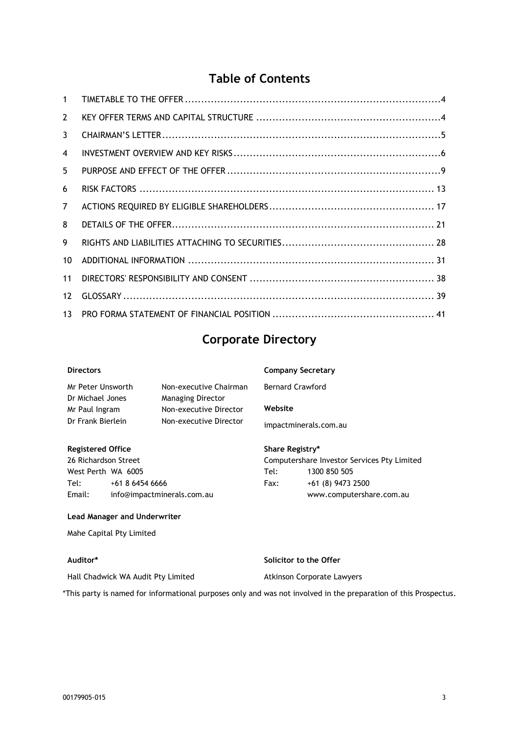# Table of Contents

| | | |
|---|---|---|
| 1 | TIMETABLE TO THE OFFER | 4 |
| 2 | KEY OFFER TERMS AND CAPITAL STRUCTURE | 4 |
| 3 | CHAIRMAN'S LETTER | 5 |
| 4 | INVESTMENT OVERVIEW AND KEY RISKS | 6 |
| 5 | PURPOSE AND EFFECT OF THE OFFER | 9 |
| 6 | RISK FACTORS | 13 |
| 7 | ACTIONS REQUIRED BY ELIGIBLE SHAREHOLDERS | 17 |
| 8 | DETAILS OF THE OFFER | 21 |
| 9 | RIGHTS AND LIABILITIES ATTACHING TO SECURITIES | 28 |
| 10 | ADDITIONAL INFORMATION | 31 |
| 11 | DIRECTORS' RESPONSIBILITY AND CONSENT | 38 |
| 12 | GLOSSARY | 39 |
| 13 | PRO FORMA STATEMENT OF FINANCIAL POSITION | 41 |

# Corporate Directory

**Directors**

| | |
|---|---|
| Mr Peter Unsworth | Non-executive Chairman |
| Dr Michael Jones | Managing Director |
| Mr Paul Ingram | Non-executive Director |
| Dr Frank Bierlein | Non-executive Director |

**Company Secretary**

Bernard Crawford

**Website**

impactminerals.com.au

**Registered Office**

26 Richardson Street
West Perth WA 6005
Tel: +61 8 6454 6666
Email: info@impactminerals.com.au

**Share Registry***

Computershare Investor Services Pty Limited
Tel: 1300 850 505
Fax: +61 (8) 9473 2500
www.computershare.com.au

**Lead Manager and Underwriter**

Mahe Capital Pty Limited

**Auditor***

Hall Chadwick WA Audit Pty Limited

**Solicitor to the Offer**

Atkinson Corporate Lawyers

*This party is named for informational purposes only and was not involved in the preparation of this Prospectus.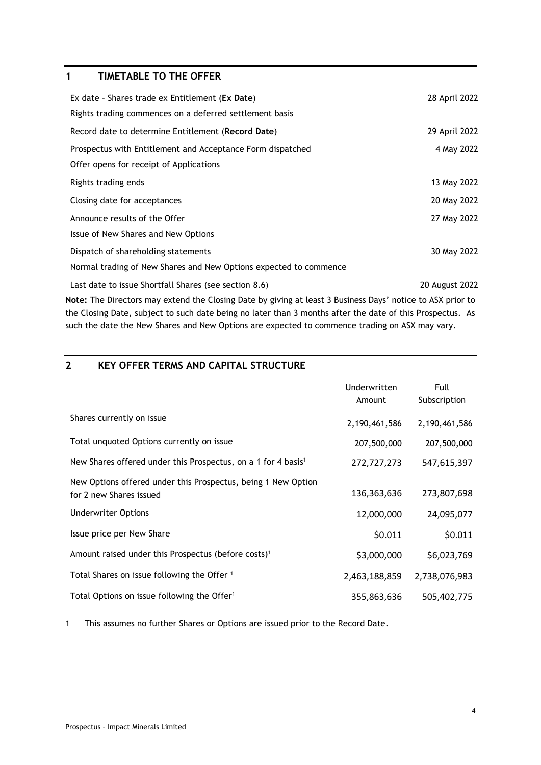# 1 TIMETABLE TO THE OFFER

| | |
|---|---|
| Ex date – Shares trade ex Entitlement (**Ex Date**)<br>Rights trading commences on a deferred settlement basis | 28 April 2022 |
| Record date to determine Entitlement (**Record Date**) | 29 April 2022 |
| Prospectus with Entitlement and Acceptance Form dispatched<br>Offer opens for receipt of Applications | 4 May 2022 |
| Rights trading ends | 13 May 2022 |
| Closing date for acceptances | 20 May 2022 |
| Announce results of the Offer<br>Issue of New Shares and New Options | 27 May 2022 |
| Dispatch of shareholding statements<br>Normal trading of New Shares and New Options expected to commence | 30 May 2022 |
| Last date to issue Shortfall Shares (see section 8.6) | 20 August 2022 |

**Note:** The Directors may extend the Closing Date by giving at least 3 Business Days' notice to ASX prior to the Closing Date, subject to such date being no later than 3 months after the date of this Prospectus. As such the date the New Shares and New Options are expected to commence trading on ASX may vary.

# 2 KEY OFFER TERMS AND CAPITAL STRUCTURE

| | Underwritten Amount | Full Subscription |
|---|---|---|
| Shares currently on issue | 2,190,461,586 | 2,190,461,586 |
| Total unquoted Options currently on issue | 207,500,000 | 207,500,000 |
| New Shares offered under this Prospectus, on a 1 for 4 basis[1] | 272,727,273 | 547,615,397 |
| New Options offered under this Prospectus, being 1 New Option for 2 new Shares issued | 136,363,636 | 273,807,698 |
| Underwriter Options | 12,000,000 | 24,095,077 |
| Issue price per New Share | $0.011 | $0.011 |
| Amount raised under this Prospectus (before costs)[1] | $3,000,000 | $6,023,769 |
| Total Shares on issue following the Offer [1] | 2,463,188,859 | 2,738,076,983 |
| Total Options on issue following the Offer[1] | 355,863,636 | 505,402,775 |

1 This assumes no further Shares or Options are issued prior to the Record Date.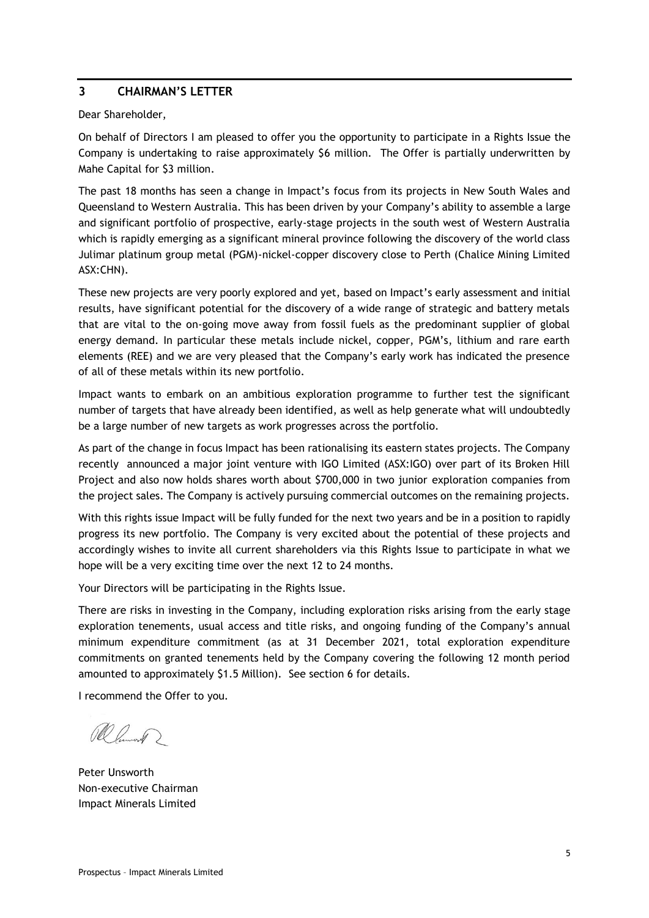## 3 CHAIRMAN'S LETTER

Dear Shareholder,

On behalf of Directors I am pleased to offer you the opportunity to participate in a Rights Issue the Company is undertaking to raise approximately $6 million. The Offer is partially underwritten by Mahe Capital for $3 million.

The past 18 months has seen a change in Impact's focus from its projects in New South Wales and Queensland to Western Australia. This has been driven by your Company's ability to assemble a large and significant portfolio of prospective, early-stage projects in the south west of Western Australia which is rapidly emerging as a significant mineral province following the discovery of the world class Julimar platinum group metal (PGM)-nickel-copper discovery close to Perth (Chalice Mining Limited ASX:CHN).

These new projects are very poorly explored and yet, based on Impact's early assessment and initial results, have significant potential for the discovery of a wide range of strategic and battery metals that are vital to the on-going move away from fossil fuels as the predominant supplier of global energy demand. In particular these metals include nickel, copper, PGM's, lithium and rare earth elements (REE) and we are very pleased that the Company's early work has indicated the presence of all of these metals within its new portfolio.

Impact wants to embark on an ambitious exploration programme to further test the significant number of targets that have already been identified, as well as help generate what will undoubtedly be a large number of new targets as work progresses across the portfolio.

As part of the change in focus Impact has been rationalising its eastern states projects. The Company recently announced a major joint venture with IGO Limited (ASX:IGO) over part of its Broken Hill Project and also now holds shares worth about $700,000 in two junior exploration companies from the project sales. The Company is actively pursuing commercial outcomes on the remaining projects.

With this rights issue Impact will be fully funded for the next two years and be in a position to rapidly progress its new portfolio. The Company is very excited about the potential of these projects and accordingly wishes to invite all current shareholders via this Rights Issue to participate in what we hope will be a very exciting time over the next 12 to 24 months.

Your Directors will be participating in the Rights Issue.

There are risks in investing in the Company, including exploration risks arising from the early stage exploration tenements, usual access and title risks, and ongoing funding of the Company's annual minimum expenditure commitment (as at 31 December 2021, total exploration expenditure commitments on granted tenements held by the Company covering the following 12 month period amounted to approximately $1.5 Million). See section 6 for details.

I recommend the Offer to you.

Peter Unsworth
Non-executive Chairman
Impact Minerals Limited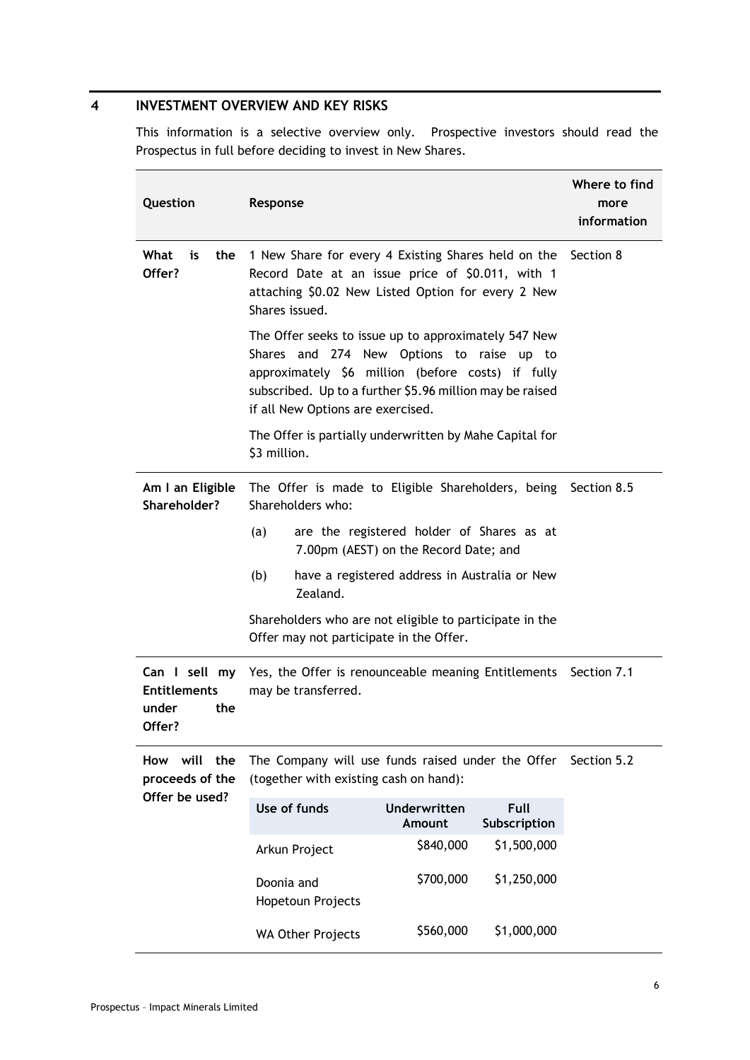## 4 INVESTMENT OVERVIEW AND KEY RISKS

This information is a selective overview only. Prospective investors should read the Prospectus in full before deciding to invest in New Shares.

| Question | Response | Where to find more information |
|---|---|---|
| **What is the Offer?** | 1 New Share for every 4 Existing Shares held on the Record Date at an issue price of $0.011, with 1 attaching $0.02 New Listed Option for every 2 New Shares issued.<br><br>The Offer seeks to issue up to approximately 547 New Shares and 274 New Options to raise up to approximately $6 million (before costs) if fully subscribed. Up to a further $5.96 million may be raised if all New Options are exercised.<br><br>The Offer is partially underwritten by Mahe Capital for $3 million. | Section 8 |
| **Am I an Eligible Shareholder?** | The Offer is made to Eligible Shareholders, being Shareholders who:<br>(a) are the registered holder of Shares as at 7.00pm (AEST) on the Record Date; and<br>(b) have a registered address in Australia or New Zealand.<br><br>Shareholders who are not eligible to participate in the Offer may not participate in the Offer. | Section 8.5 |
| **Can I sell my Entitlements under the Offer?** | Yes, the Offer is renounceable meaning Entitlements may be transferred. | Section 7.1 |
| **How will the proceeds of the Offer be used?** | The Company will use funds raised under the Offer (together with existing cash on hand):<br><br>**Use of funds** / **Underwritten Amount** / **Full Subscription**<br>Arkun Project: $840,000 / $1,500,000<br>Doonia and Hopetoun Projects: $700,000 / $1,250,000<br>WA Other Projects: $560,000 / $1,000,000 | Section 5.2 |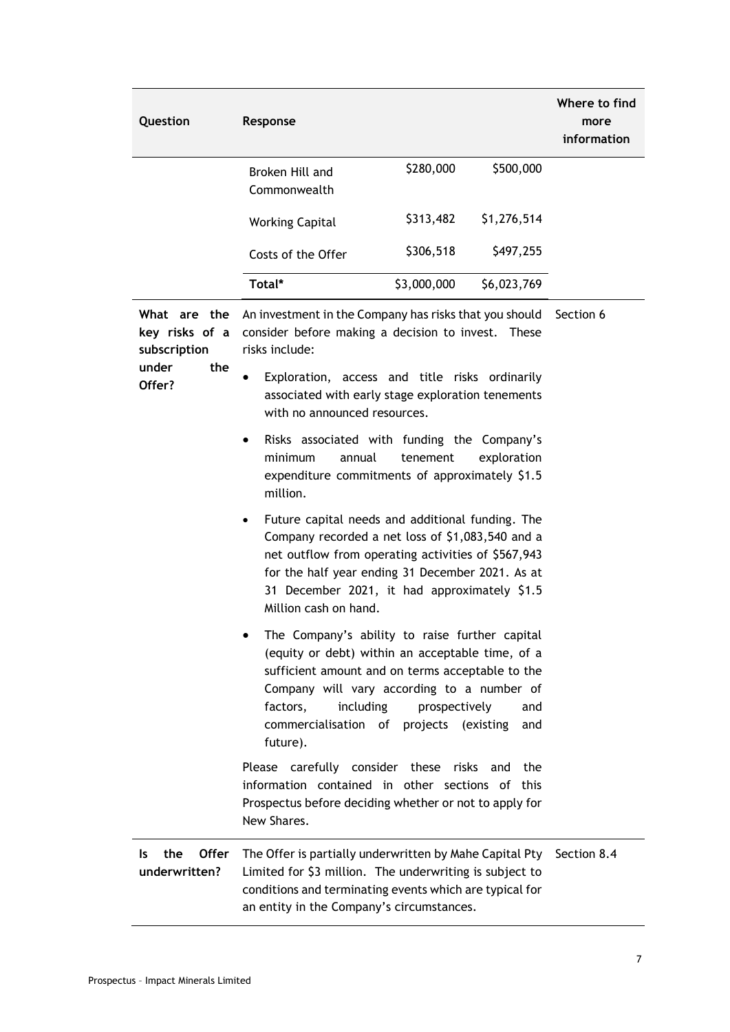| Question | Response | | | Where to find more information |
|---|---|---|---|---|
| | Broken Hill and Commonwealth | \$280,000 | \$500,000 | |
| | Working Capital | \$313,482 | \$1,276,514 | |
| | Costs of the Offer | \$306,518 | \$497,255 | |
| | **Total*** | \$3,000,000 | \$6,023,769 | |
| **What are the key risks of a subscription under the Offer?** | An investment in the Company has risks that you should consider before making a decision to invest. These risks include:<br>• Exploration, access and title risks ordinarily associated with early stage exploration tenements with no announced resources.<br>• Risks associated with funding the Company's minimum annual tenement exploration expenditure commitments of approximately \$1.5 million.<br>• Future capital needs and additional funding. The Company recorded a net loss of \$1,083,540 and a net outflow from operating activities of \$567,943 for the half year ending 31 December 2021. As at 31 December 2021, it had approximately \$1.5 Million cash on hand.<br>• The Company's ability to raise further capital (equity or debt) within an acceptable time, of a sufficient amount and on terms acceptable to the Company will vary according to a number of factors, including prospectively and commercialisation of projects (existing and future).<br>Please carefully consider these risks and the information contained in other sections of this Prospectus before deciding whether or not to apply for New Shares. | | | Section 6 |
| **Is the Offer underwritten?** | The Offer is partially underwritten by Mahe Capital Pty Limited for \$3 million. The underwriting is subject to conditions and terminating events which are typical for an entity in the Company's circumstances. | | | Section 8.4 |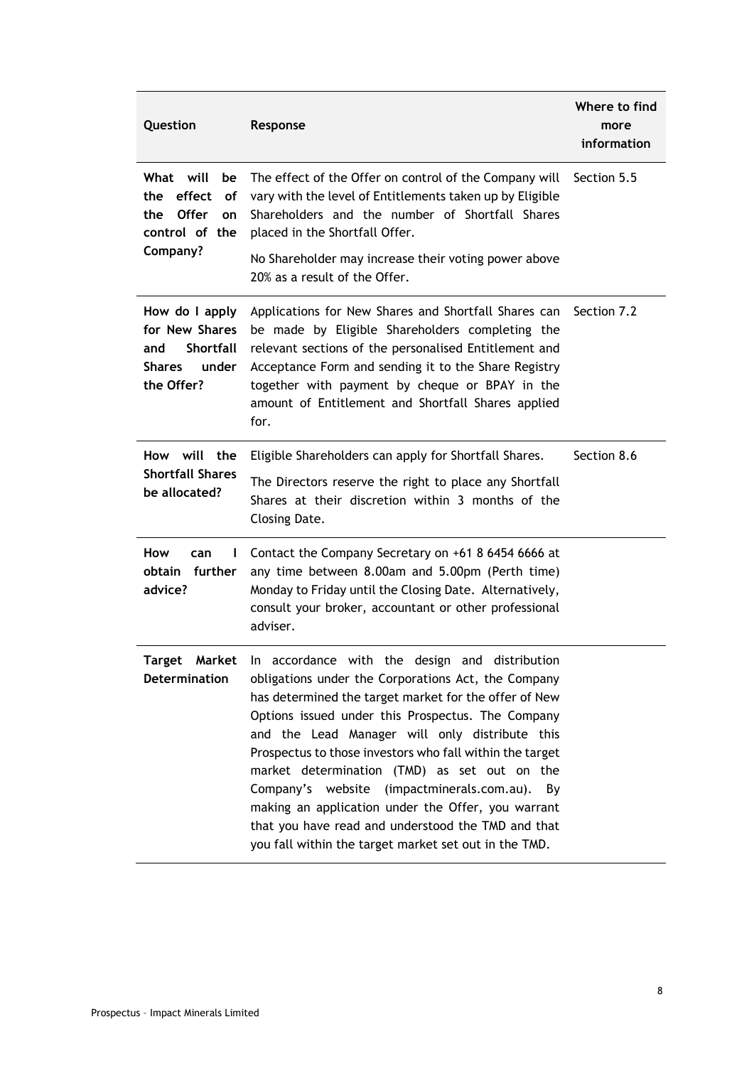| Question | Response | Where to find more information |
|---|---|---|
| **What will be the effect of the Offer on control of the Company?** | The effect of the Offer on control of the Company will vary with the level of Entitlements taken up by Eligible Shareholders and the number of Shortfall Shares placed in the Shortfall Offer.<br><br>No Shareholder may increase their voting power above 20% as a result of the Offer. | Section 5.5 |
| **How do I apply for New Shares and Shortfall Shares under the Offer?** | Applications for New Shares and Shortfall Shares can be made by Eligible Shareholders completing the relevant sections of the personalised Entitlement and Acceptance Form and sending it to the Share Registry together with payment by cheque or BPAY in the amount of Entitlement and Shortfall Shares applied for. | Section 7.2 |
| **How will the Shortfall Shares be allocated?** | Eligible Shareholders can apply for Shortfall Shares.<br><br>The Directors reserve the right to place any Shortfall Shares at their discretion within 3 months of the Closing Date. | Section 8.6 |
| **How can I obtain further advice?** | Contact the Company Secretary on +61 8 6454 6666 at any time between 8.00am and 5.00pm (Perth time) Monday to Friday until the Closing Date. Alternatively, consult your broker, accountant or other professional adviser. | |
| **Target Market Determination** | In accordance with the design and distribution obligations under the Corporations Act, the Company has determined the target market for the offer of New Options issued under this Prospectus. The Company and the Lead Manager will only distribute this Prospectus to those investors who fall within the target market determination (TMD) as set out on the Company's website (impactminerals.com.au). By making an application under the Offer, you warrant that you have read and understood the TMD and that you fall within the target market set out in the TMD. | |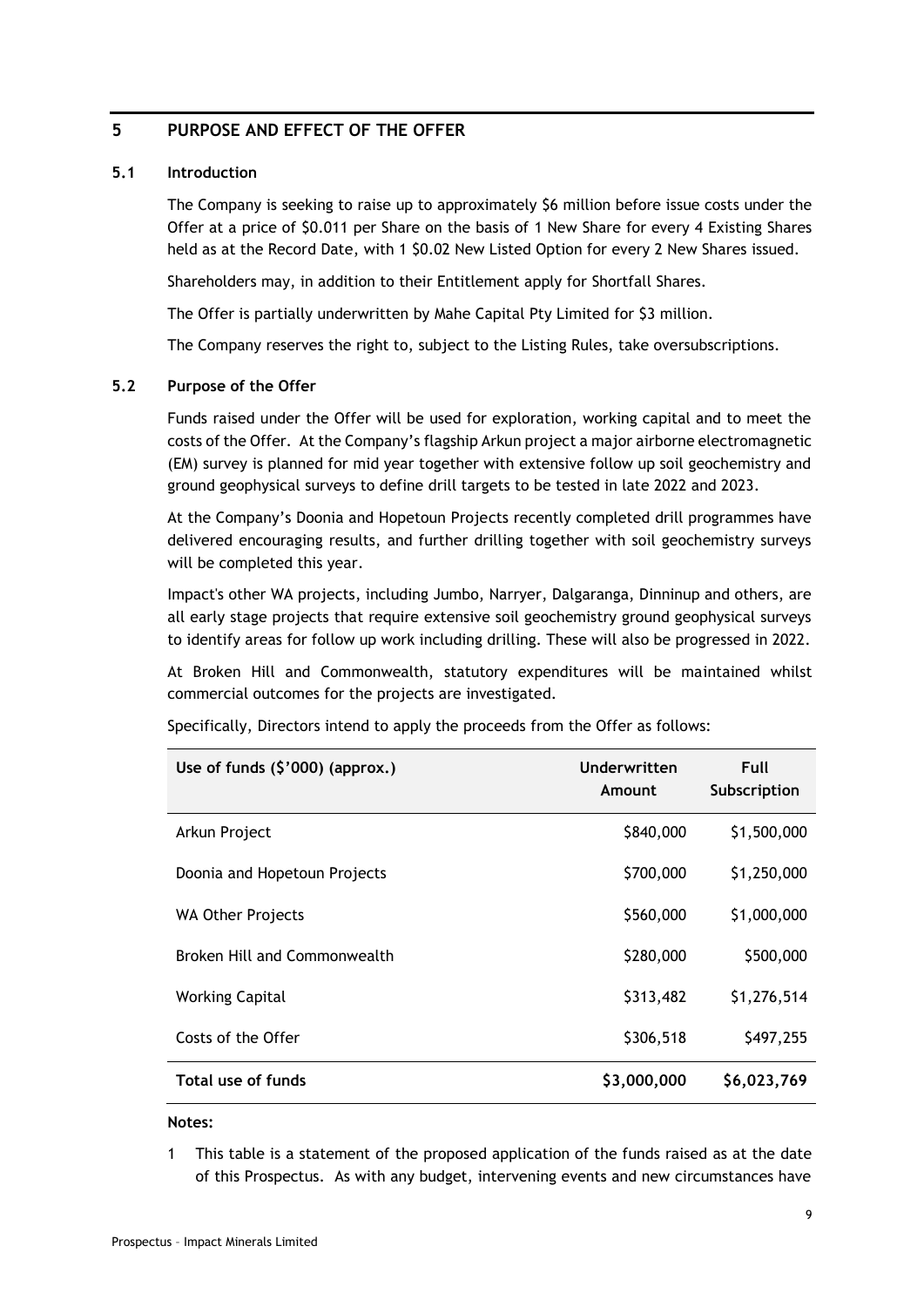## 5 PURPOSE AND EFFECT OF THE OFFER

### 5.1 Introduction

The Company is seeking to raise up to approximately $6 million before issue costs under the Offer at a price of $0.011 per Share on the basis of 1 New Share for every 4 Existing Shares held as at the Record Date, with 1 $0.02 New Listed Option for every 2 New Shares issued.

Shareholders may, in addition to their Entitlement apply for Shortfall Shares.

The Offer is partially underwritten by Mahe Capital Pty Limited for $3 million.

The Company reserves the right to, subject to the Listing Rules, take oversubscriptions.

### 5.2 Purpose of the Offer

Funds raised under the Offer will be used for exploration, working capital and to meet the costs of the Offer. At the Company's flagship Arkun project a major airborne electromagnetic (EM) survey is planned for mid year together with extensive follow up soil geochemistry and ground geophysical surveys to define drill targets to be tested in late 2022 and 2023.

At the Company's Doonia and Hopetoun Projects recently completed drill programmes have delivered encouraging results, and further drilling together with soil geochemistry surveys will be completed this year.

Impact's other WA projects, including Jumbo, Narryer, Dalgaranga, Dinninup and others, are all early stage projects that require extensive soil geochemistry ground geophysical surveys to identify areas for follow up work including drilling. These will also be progressed in 2022.

At Broken Hill and Commonwealth, statutory expenditures will be maintained whilst commercial outcomes for the projects are investigated.

Specifically, Directors intend to apply the proceeds from the Offer as follows:

| Use of funds ($'000) (approx.) | Underwritten Amount | Full Subscription |
|---|---|---|
| Arkun Project | $840,000 | $1,500,000 |
| Doonia and Hopetoun Projects | $700,000 | $1,250,000 |
| WA Other Projects | $560,000 | $1,000,000 |
| Broken Hill and Commonwealth | $280,000 | $500,000 |
| Working Capital | $313,482 | $1,276,514 |
| Costs of the Offer | $306,518 | $497,255 |
| **Total use of funds** | **$3,000,000** | **$6,023,769** |

**Notes:**

1 This table is a statement of the proposed application of the funds raised as at the date of this Prospectus. As with any budget, intervening events and new circumstances have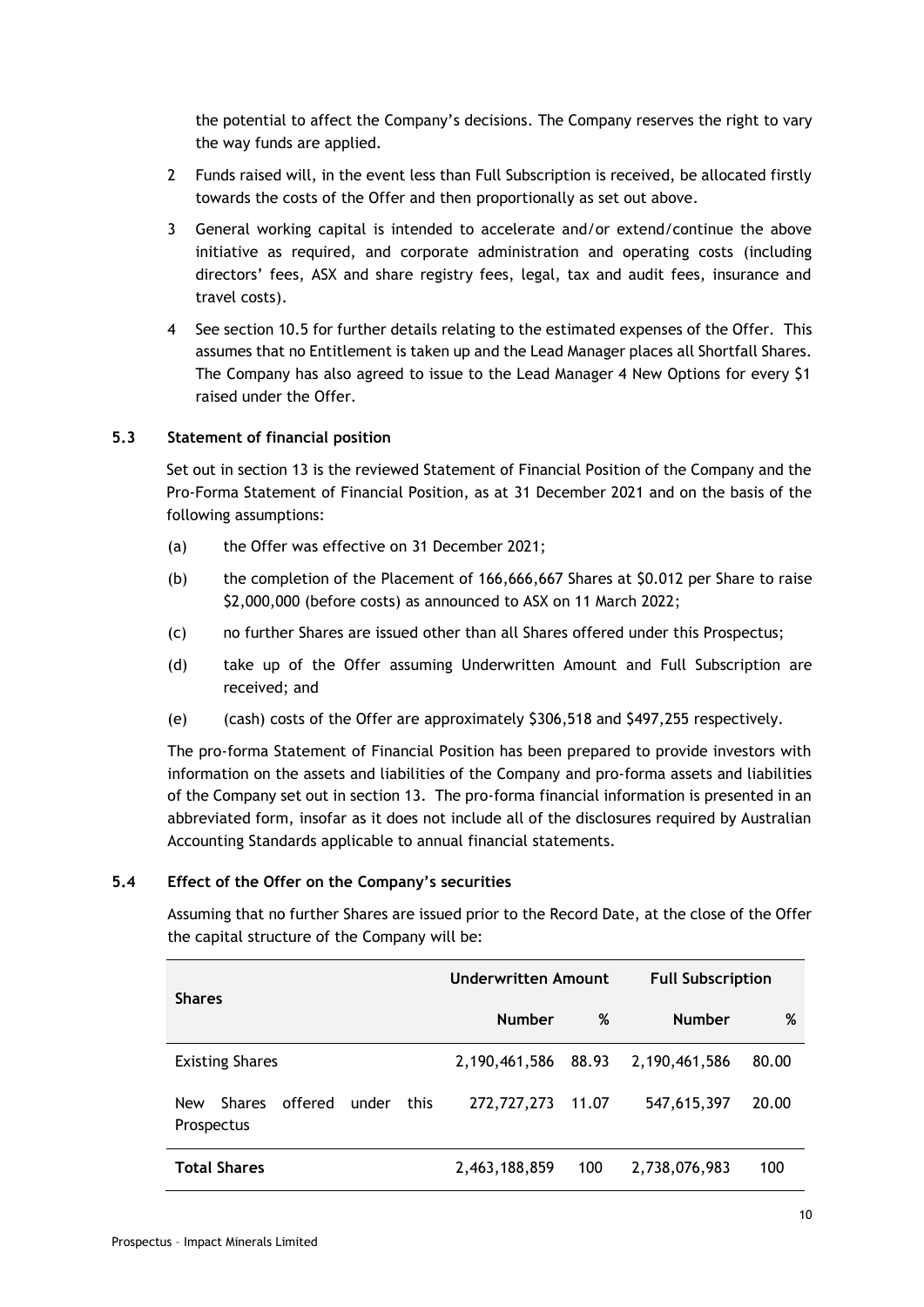the potential to affect the Company's decisions. The Company reserves the right to vary the way funds are applied.

2. Funds raised will, in the event less than Full Subscription is received, be allocated firstly towards the costs of the Offer and then proportionally as set out above.

3. General working capital is intended to accelerate and/or extend/continue the above initiative as required, and corporate administration and operating costs (including directors' fees, ASX and share registry fees, legal, tax and audit fees, insurance and travel costs).

4. See section 10.5 for further details relating to the estimated expenses of the Offer. This assumes that no Entitlement is taken up and the Lead Manager places all Shortfall Shares. The Company has also agreed to issue to the Lead Manager 4 New Options for every $1 raised under the Offer.

### 5.3 Statement of financial position

Set out in section 13 is the reviewed Statement of Financial Position of the Company and the Pro-Forma Statement of Financial Position, as at 31 December 2021 and on the basis of the following assumptions:

(a) the Offer was effective on 31 December 2021;

(b) the completion of the Placement of 166,666,667 Shares at $0.012 per Share to raise $2,000,000 (before costs) as announced to ASX on 11 March 2022;

(c) no further Shares are issued other than all Shares offered under this Prospectus;

(d) take up of the Offer assuming Underwritten Amount and Full Subscription are received; and

(e) (cash) costs of the Offer are approximately $306,518 and $497,255 respectively.

The pro-forma Statement of Financial Position has been prepared to provide investors with information on the assets and liabilities of the Company and pro-forma assets and liabilities of the Company set out in section 13. The pro-forma financial information is presented in an abbreviated form, insofar as it does not include all of the disclosures required by Australian Accounting Standards applicable to annual financial statements.

### 5.4 Effect of the Offer on the Company's securities

Assuming that no further Shares are issued prior to the Record Date, at the close of the Offer the capital structure of the Company will be:

| Shares | Underwritten Amount | | Full Subscription | |
|---|---|---|---|---|
| | **Number** | **%** | **Number** | **%** |
| Existing Shares | 2,190,461,586 | 88.93 | 2,190,461,586 | 80.00 |
| New Shares offered under this Prospectus | 272,727,273 | 11.07 | 547,615,397 | 20.00 |
| **Total Shares** | 2,463,188,859 | 100 | 2,738,076,983 | 100 |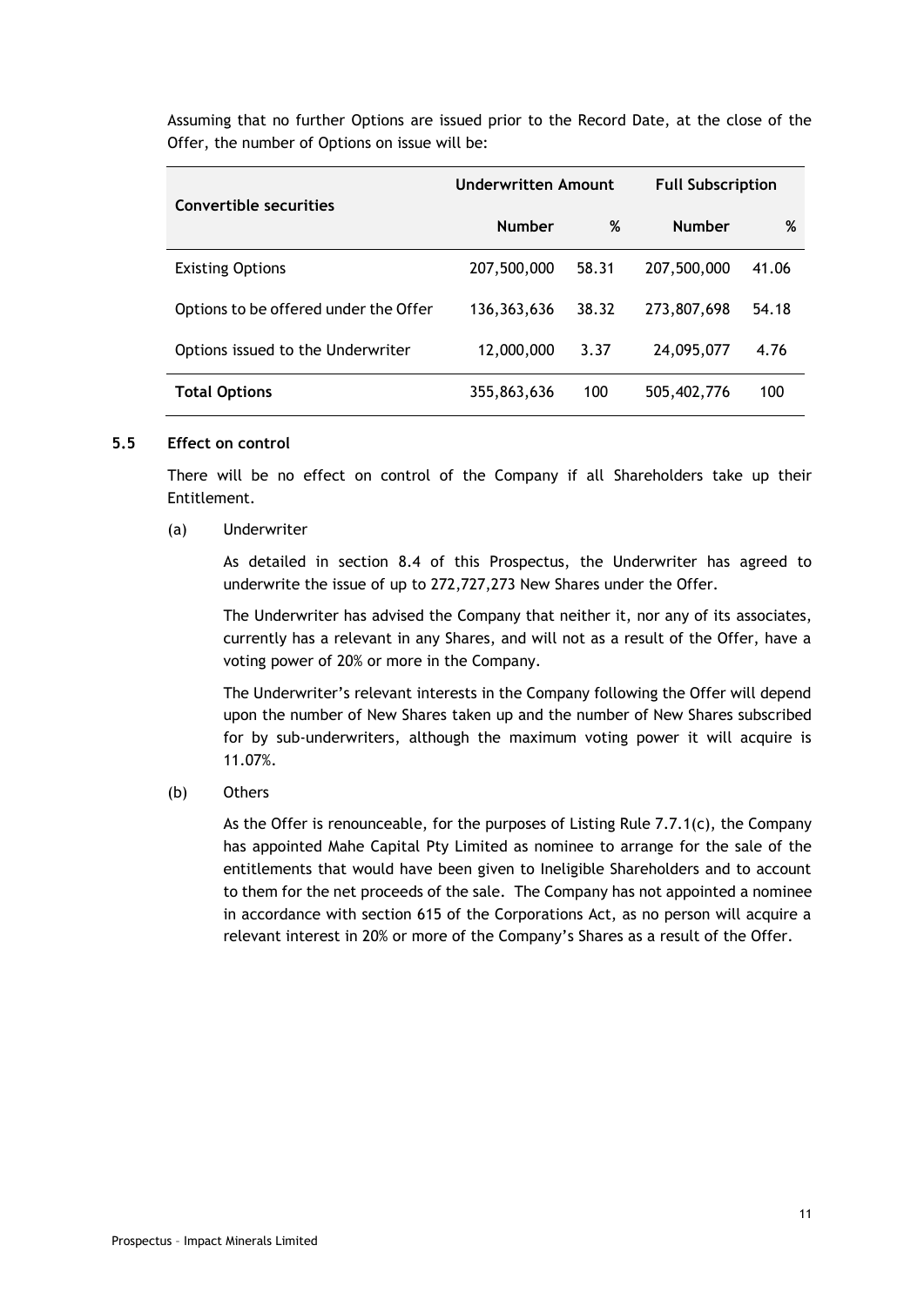Assuming that no further Options are issued prior to the Record Date, at the close of the Offer, the number of Options on issue will be:

| Convertible securities | Underwritten Amount | | Full Subscription | |
|---|---|---|---|---|
| | Number | % | Number | % |
| Existing Options | 207,500,000 | 58.31 | 207,500,000 | 41.06 |
| Options to be offered under the Offer | 136,363,636 | 38.32 | 273,807,698 | 54.18 |
| Options issued to the Underwriter | 12,000,000 | 3.37 | 24,095,077 | 4.76 |
| **Total Options** | 355,863,636 | 100 | 505,402,776 | 100 |

## 5.5 Effect on control

There will be no effect on control of the Company if all Shareholders take up their Entitlement.

(a) Underwriter

As detailed in section 8.4 of this Prospectus, the Underwriter has agreed to underwrite the issue of up to 272,727,273 New Shares under the Offer.

The Underwriter has advised the Company that neither it, nor any of its associates, currently has a relevant in any Shares, and will not as a result of the Offer, have a voting power of 20% or more in the Company.

The Underwriter's relevant interests in the Company following the Offer will depend upon the number of New Shares taken up and the number of New Shares subscribed for by sub-underwriters, although the maximum voting power it will acquire is 11.07%.

(b) Others

As the Offer is renounceable, for the purposes of Listing Rule 7.7.1(c), the Company has appointed Mahe Capital Pty Limited as nominee to arrange for the sale of the entitlements that would have been given to Ineligible Shareholders and to account to them for the net proceeds of the sale. The Company has not appointed a nominee in accordance with section 615 of the Corporations Act, as no person will acquire a relevant interest in 20% or more of the Company's Shares as a result of the Offer.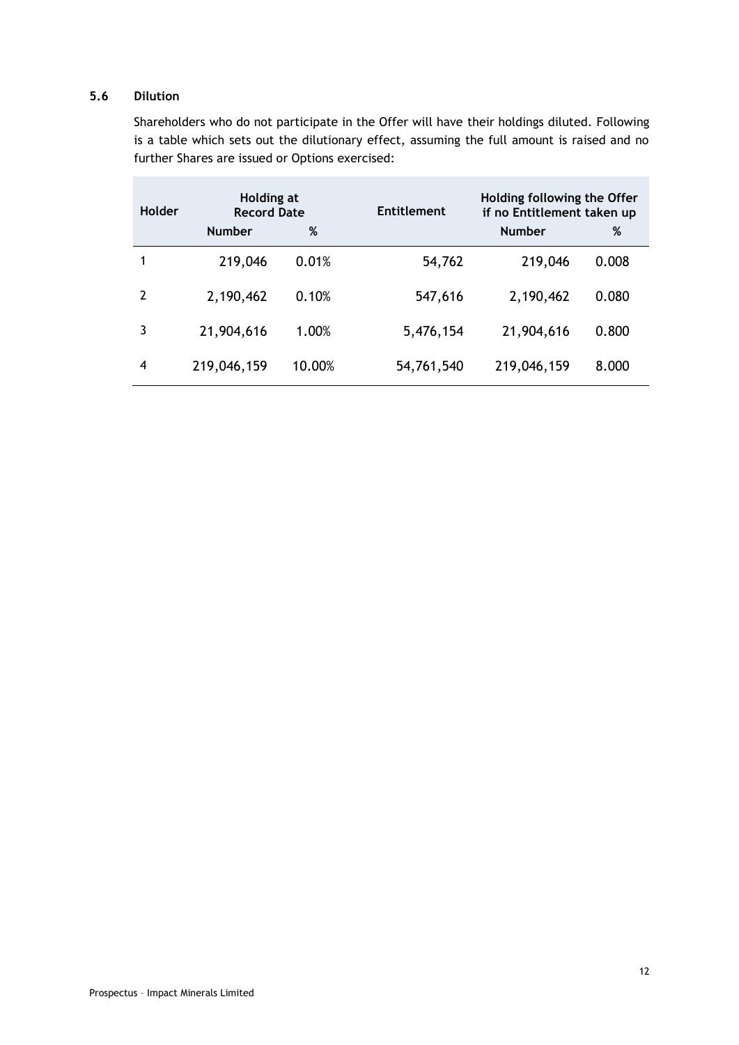### 5.6 Dilution

Shareholders who do not participate in the Offer will have their holdings diluted. Following is a table which sets out the dilutionary effect, assuming the full amount is raised and no further Shares are issued or Options exercised:

| Holder | Holding at Record Date | | Entitlement | Holding following the Offer if no Entitlement taken up | |
|---|---|---|---|---|---|
| | Number | % | | Number | % |
| 1 | 219,046 | 0.01% | 54,762 | 219,046 | 0.008 |
| 2 | 2,190,462 | 0.10% | 547,616 | 2,190,462 | 0.080 |
| 3 | 21,904,616 | 1.00% | 5,476,154 | 21,904,616 | 0.800 |
| 4 | 219,046,159 | 10.00% | 54,761,540 | 219,046,159 | 8.000 |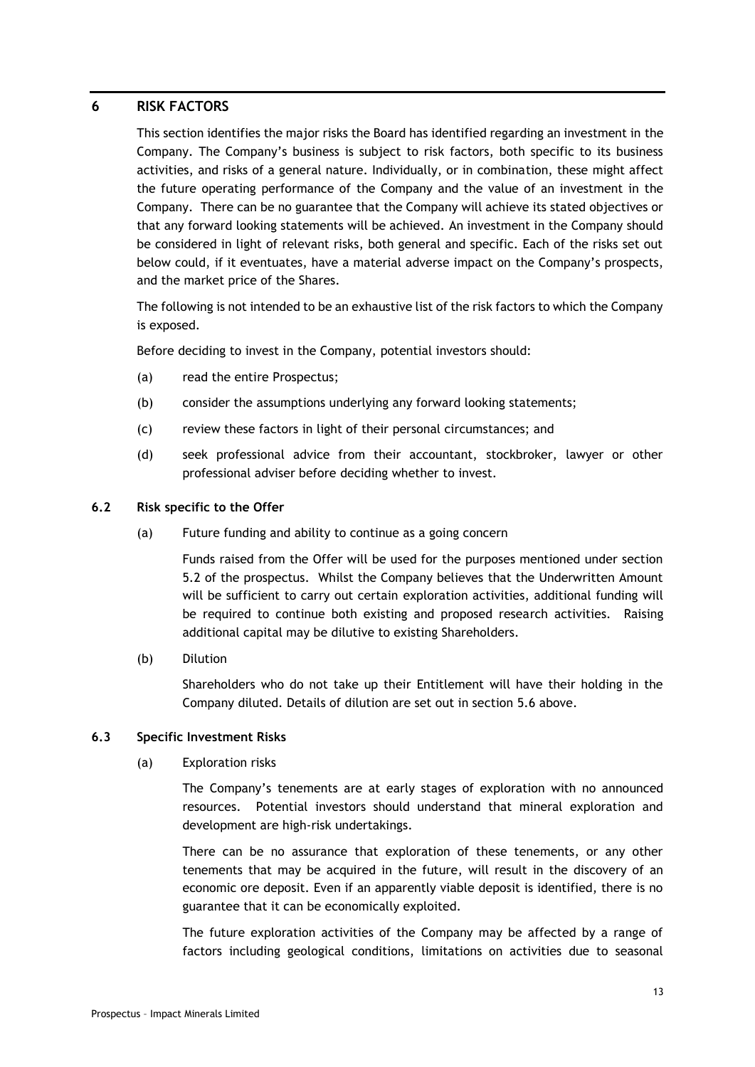## 6 RISK FACTORS

This section identifies the major risks the Board has identified regarding an investment in the Company. The Company's business is subject to risk factors, both specific to its business activities, and risks of a general nature. Individually, or in combination, these might affect the future operating performance of the Company and the value of an investment in the Company. There can be no guarantee that the Company will achieve its stated objectives or that any forward looking statements will be achieved. An investment in the Company should be considered in light of relevant risks, both general and specific. Each of the risks set out below could, if it eventuates, have a material adverse impact on the Company's prospects, and the market price of the Shares.

The following is not intended to be an exhaustive list of the risk factors to which the Company is exposed.

Before deciding to invest in the Company, potential investors should:

(a) read the entire Prospectus;

(b) consider the assumptions underlying any forward looking statements;

(c) review these factors in light of their personal circumstances; and

(d) seek professional advice from their accountant, stockbroker, lawyer or other professional adviser before deciding whether to invest.

### 6.2 Risk specific to the Offer

(a) Future funding and ability to continue as a going concern

Funds raised from the Offer will be used for the purposes mentioned under section 5.2 of the prospectus. Whilst the Company believes that the Underwritten Amount will be sufficient to carry out certain exploration activities, additional funding will be required to continue both existing and proposed research activities. Raising additional capital may be dilutive to existing Shareholders.

(b) Dilution

Shareholders who do not take up their Entitlement will have their holding in the Company diluted. Details of dilution are set out in section 5.6 above.

### 6.3 Specific Investment Risks

(a) Exploration risks

The Company's tenements are at early stages of exploration with no announced resources. Potential investors should understand that mineral exploration and development are high-risk undertakings.

There can be no assurance that exploration of these tenements, or any other tenements that may be acquired in the future, will result in the discovery of an economic ore deposit. Even if an apparently viable deposit is identified, there is no guarantee that it can be economically exploited.

The future exploration activities of the Company may be affected by a range of factors including geological conditions, limitations on activities due to seasonal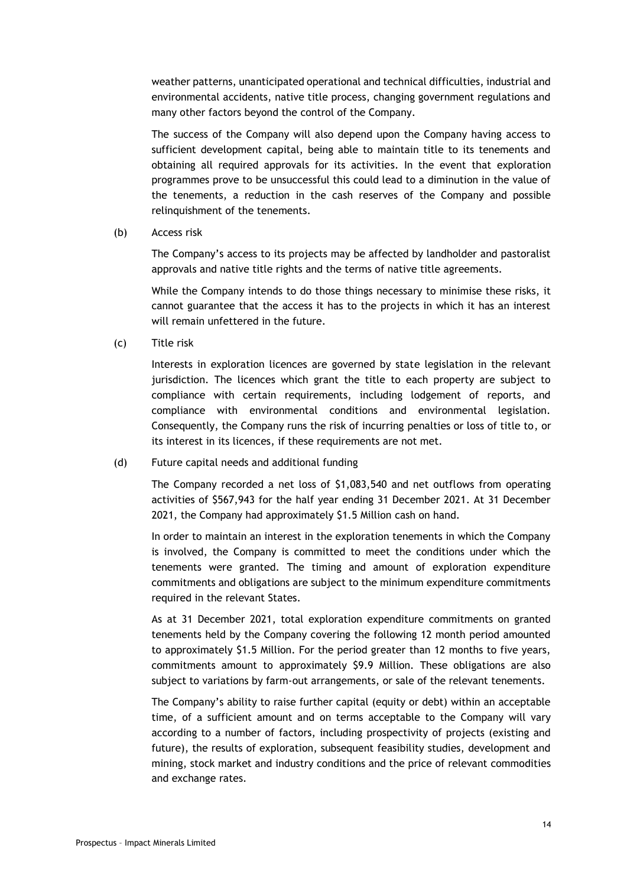weather patterns, unanticipated operational and technical difficulties, industrial and environmental accidents, native title process, changing government regulations and many other factors beyond the control of the Company.

The success of the Company will also depend upon the Company having access to sufficient development capital, being able to maintain title to its tenements and obtaining all required approvals for its activities. In the event that exploration programmes prove to be unsuccessful this could lead to a diminution in the value of the tenements, a reduction in the cash reserves of the Company and possible relinquishment of the tenements.

(b) Access risk

The Company's access to its projects may be affected by landholder and pastoralist approvals and native title rights and the terms of native title agreements.

While the Company intends to do those things necessary to minimise these risks, it cannot guarantee that the access it has to the projects in which it has an interest will remain unfettered in the future.

(c) Title risk

Interests in exploration licences are governed by state legislation in the relevant jurisdiction. The licences which grant the title to each property are subject to compliance with certain requirements, including lodgement of reports, and compliance with environmental conditions and environmental legislation. Consequently, the Company runs the risk of incurring penalties or loss of title to, or its interest in its licences, if these requirements are not met.

(d) Future capital needs and additional funding

The Company recorded a net loss of $1,083,540 and net outflows from operating activities of $567,943 for the half year ending 31 December 2021. At 31 December 2021, the Company had approximately $1.5 Million cash on hand.

In order to maintain an interest in the exploration tenements in which the Company is involved, the Company is committed to meet the conditions under which the tenements were granted. The timing and amount of exploration expenditure commitments and obligations are subject to the minimum expenditure commitments required in the relevant States.

As at 31 December 2021, total exploration expenditure commitments on granted tenements held by the Company covering the following 12 month period amounted to approximately $1.5 Million. For the period greater than 12 months to five years, commitments amount to approximately $9.9 Million. These obligations are also subject to variations by farm-out arrangements, or sale of the relevant tenements.

The Company's ability to raise further capital (equity or debt) within an acceptable time, of a sufficient amount and on terms acceptable to the Company will vary according to a number of factors, including prospectivity of projects (existing and future), the results of exploration, subsequent feasibility studies, development and mining, stock market and industry conditions and the price of relevant commodities and exchange rates.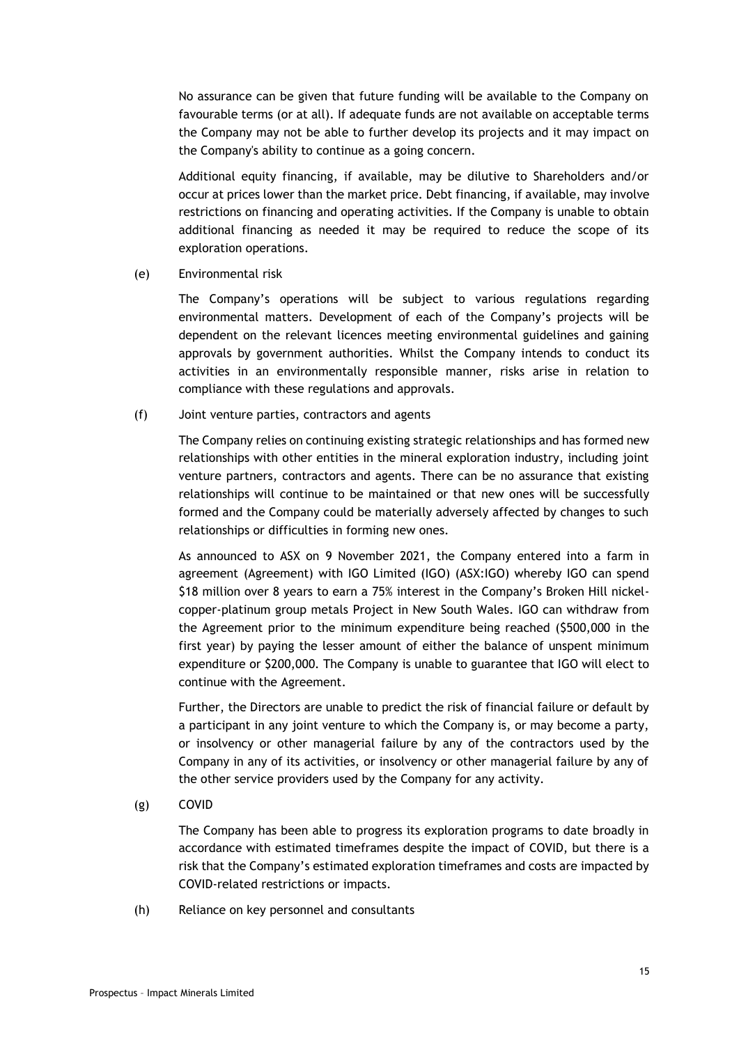No assurance can be given that future funding will be available to the Company on favourable terms (or at all). If adequate funds are not available on acceptable terms the Company may not be able to further develop its projects and it may impact on the Company's ability to continue as a going concern.

Additional equity financing, if available, may be dilutive to Shareholders and/or occur at prices lower than the market price. Debt financing, if available, may involve restrictions on financing and operating activities. If the Company is unable to obtain additional financing as needed it may be required to reduce the scope of its exploration operations.

(e) Environmental risk

The Company's operations will be subject to various regulations regarding environmental matters. Development of each of the Company's projects will be dependent on the relevant licences meeting environmental guidelines and gaining approvals by government authorities. Whilst the Company intends to conduct its activities in an environmentally responsible manner, risks arise in relation to compliance with these regulations and approvals.

(f) Joint venture parties, contractors and agents

The Company relies on continuing existing strategic relationships and has formed new relationships with other entities in the mineral exploration industry, including joint venture partners, contractors and agents. There can be no assurance that existing relationships will continue to be maintained or that new ones will be successfully formed and the Company could be materially adversely affected by changes to such relationships or difficulties in forming new ones.

As announced to ASX on 9 November 2021, the Company entered into a farm in agreement (Agreement) with IGO Limited (IGO) (ASX:IGO) whereby IGO can spend $18 million over 8 years to earn a 75% interest in the Company's Broken Hill nickel-copper-platinum group metals Project in New South Wales. IGO can withdraw from the Agreement prior to the minimum expenditure being reached ($500,000 in the first year) by paying the lesser amount of either the balance of unspent minimum expenditure or $200,000. The Company is unable to guarantee that IGO will elect to continue with the Agreement.

Further, the Directors are unable to predict the risk of financial failure or default by a participant in any joint venture to which the Company is, or may become a party, or insolvency or other managerial failure by any of the contractors used by the Company in any of its activities, or insolvency or other managerial failure by any of the other service providers used by the Company for any activity.

(g) COVID

The Company has been able to progress its exploration programs to date broadly in accordance with estimated timeframes despite the impact of COVID, but there is a risk that the Company's estimated exploration timeframes and costs are impacted by COVID-related restrictions or impacts.

(h) Reliance on key personnel and consultants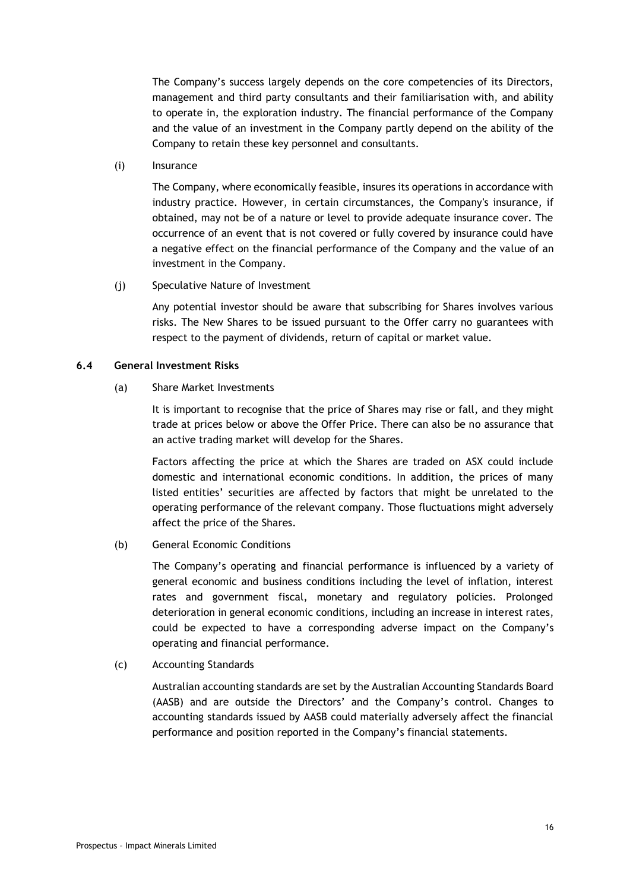The Company's success largely depends on the core competencies of its Directors, management and third party consultants and their familiarisation with, and ability to operate in, the exploration industry. The financial performance of the Company and the value of an investment in the Company partly depend on the ability of the Company to retain these key personnel and consultants.

(i) Insurance

The Company, where economically feasible, insures its operations in accordance with industry practice. However, in certain circumstances, the Company's insurance, if obtained, may not be of a nature or level to provide adequate insurance cover. The occurrence of an event that is not covered or fully covered by insurance could have a negative effect on the financial performance of the Company and the value of an investment in the Company.

(j) Speculative Nature of Investment

Any potential investor should be aware that subscribing for Shares involves various risks. The New Shares to be issued pursuant to the Offer carry no guarantees with respect to the payment of dividends, return of capital or market value.

### 6.4 General Investment Risks

(a) Share Market Investments

It is important to recognise that the price of Shares may rise or fall, and they might trade at prices below or above the Offer Price. There can also be no assurance that an active trading market will develop for the Shares.

Factors affecting the price at which the Shares are traded on ASX could include domestic and international economic conditions. In addition, the prices of many listed entities' securities are affected by factors that might be unrelated to the operating performance of the relevant company. Those fluctuations might adversely affect the price of the Shares.

(b) General Economic Conditions

The Company's operating and financial performance is influenced by a variety of general economic and business conditions including the level of inflation, interest rates and government fiscal, monetary and regulatory policies. Prolonged deterioration in general economic conditions, including an increase in interest rates, could be expected to have a corresponding adverse impact on the Company's operating and financial performance.

(c) Accounting Standards

Australian accounting standards are set by the Australian Accounting Standards Board (AASB) and are outside the Directors' and the Company's control. Changes to accounting standards issued by AASB could materially adversely affect the financial performance and position reported in the Company's financial statements.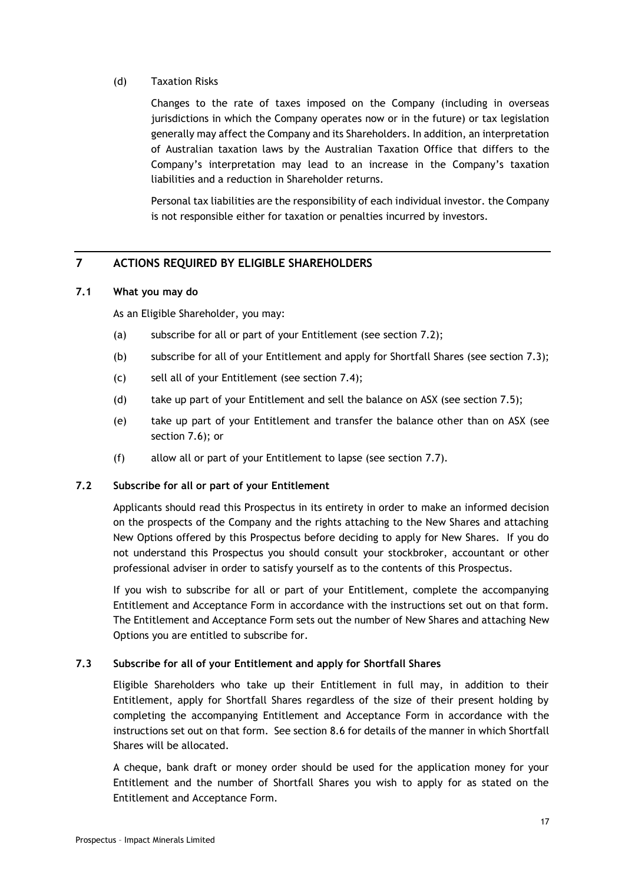(d) Taxation Risks

Changes to the rate of taxes imposed on the Company (including in overseas jurisdictions in which the Company operates now or in the future) or tax legislation generally may affect the Company and its Shareholders. In addition, an interpretation of Australian taxation laws by the Australian Taxation Office that differs to the Company's interpretation may lead to an increase in the Company's taxation liabilities and a reduction in Shareholder returns.

Personal tax liabilities are the responsibility of each individual investor. the Company is not responsible either for taxation or penalties incurred by investors.

## 7 ACTIONS REQUIRED BY ELIGIBLE SHAREHOLDERS

### 7.1 What you may do

As an Eligible Shareholder, you may:

(a) subscribe for all or part of your Entitlement (see section 7.2);

(b) subscribe for all of your Entitlement and apply for Shortfall Shares (see section 7.3);

(c) sell all of your Entitlement (see section 7.4);

(d) take up part of your Entitlement and sell the balance on ASX (see section 7.5);

(e) take up part of your Entitlement and transfer the balance other than on ASX (see section 7.6); or

(f) allow all or part of your Entitlement to lapse (see section 7.7).

### 7.2 Subscribe for all or part of your Entitlement

Applicants should read this Prospectus in its entirety in order to make an informed decision on the prospects of the Company and the rights attaching to the New Shares and attaching New Options offered by this Prospectus before deciding to apply for New Shares. If you do not understand this Prospectus you should consult your stockbroker, accountant or other professional adviser in order to satisfy yourself as to the contents of this Prospectus.

If you wish to subscribe for all or part of your Entitlement, complete the accompanying Entitlement and Acceptance Form in accordance with the instructions set out on that form. The Entitlement and Acceptance Form sets out the number of New Shares and attaching New Options you are entitled to subscribe for.

### 7.3 Subscribe for all of your Entitlement and apply for Shortfall Shares

Eligible Shareholders who take up their Entitlement in full may, in addition to their Entitlement, apply for Shortfall Shares regardless of the size of their present holding by completing the accompanying Entitlement and Acceptance Form in accordance with the instructions set out on that form. See section 8.6 for details of the manner in which Shortfall Shares will be allocated.

A cheque, bank draft or money order should be used for the application money for your Entitlement and the number of Shortfall Shares you wish to apply for as stated on the Entitlement and Acceptance Form.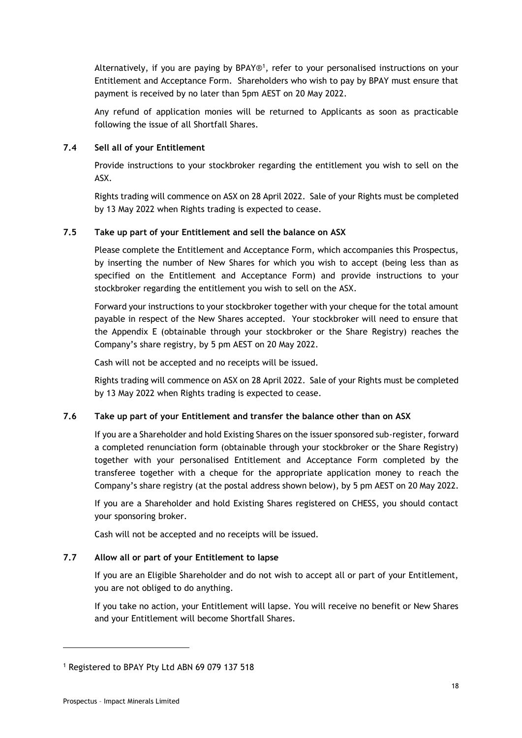Alternatively, if you are paying by BPAY®[1], refer to your personalised instructions on your Entitlement and Acceptance Form. Shareholders who wish to pay by BPAY must ensure that payment is received by no later than 5pm AEST on 20 May 2022.

Any refund of application monies will be returned to Applicants as soon as practicable following the issue of all Shortfall Shares.

### 7.4 Sell all of your Entitlement

Provide instructions to your stockbroker regarding the entitlement you wish to sell on the ASX.

Rights trading will commence on ASX on 28 April 2022. Sale of your Rights must be completed by 13 May 2022 when Rights trading is expected to cease.

### 7.5 Take up part of your Entitlement and sell the balance on ASX

Please complete the Entitlement and Acceptance Form, which accompanies this Prospectus, by inserting the number of New Shares for which you wish to accept (being less than as specified on the Entitlement and Acceptance Form) and provide instructions to your stockbroker regarding the entitlement you wish to sell on the ASX.

Forward your instructions to your stockbroker together with your cheque for the total amount payable in respect of the New Shares accepted. Your stockbroker will need to ensure that the Appendix E (obtainable through your stockbroker or the Share Registry) reaches the Company's share registry, by 5 pm AEST on 20 May 2022.

Cash will not be accepted and no receipts will be issued.

Rights trading will commence on ASX on 28 April 2022. Sale of your Rights must be completed by 13 May 2022 when Rights trading is expected to cease.

### 7.6 Take up part of your Entitlement and transfer the balance other than on ASX

If you are a Shareholder and hold Existing Shares on the issuer sponsored sub-register, forward a completed renunciation form (obtainable through your stockbroker or the Share Registry) together with your personalised Entitlement and Acceptance Form completed by the transferee together with a cheque for the appropriate application money to reach the Company's share registry (at the postal address shown below), by 5 pm AEST on 20 May 2022.

If you are a Shareholder and hold Existing Shares registered on CHESS, you should contact your sponsoring broker.

Cash will not be accepted and no receipts will be issued.

### 7.7 Allow all or part of your Entitlement to lapse

If you are an Eligible Shareholder and do not wish to accept all or part of your Entitlement, you are not obliged to do anything.

If you take no action, your Entitlement will lapse. You will receive no benefit or New Shares and your Entitlement will become Shortfall Shares.

---

[1] Registered to BPAY Pty Ltd ABN 69 079 137 518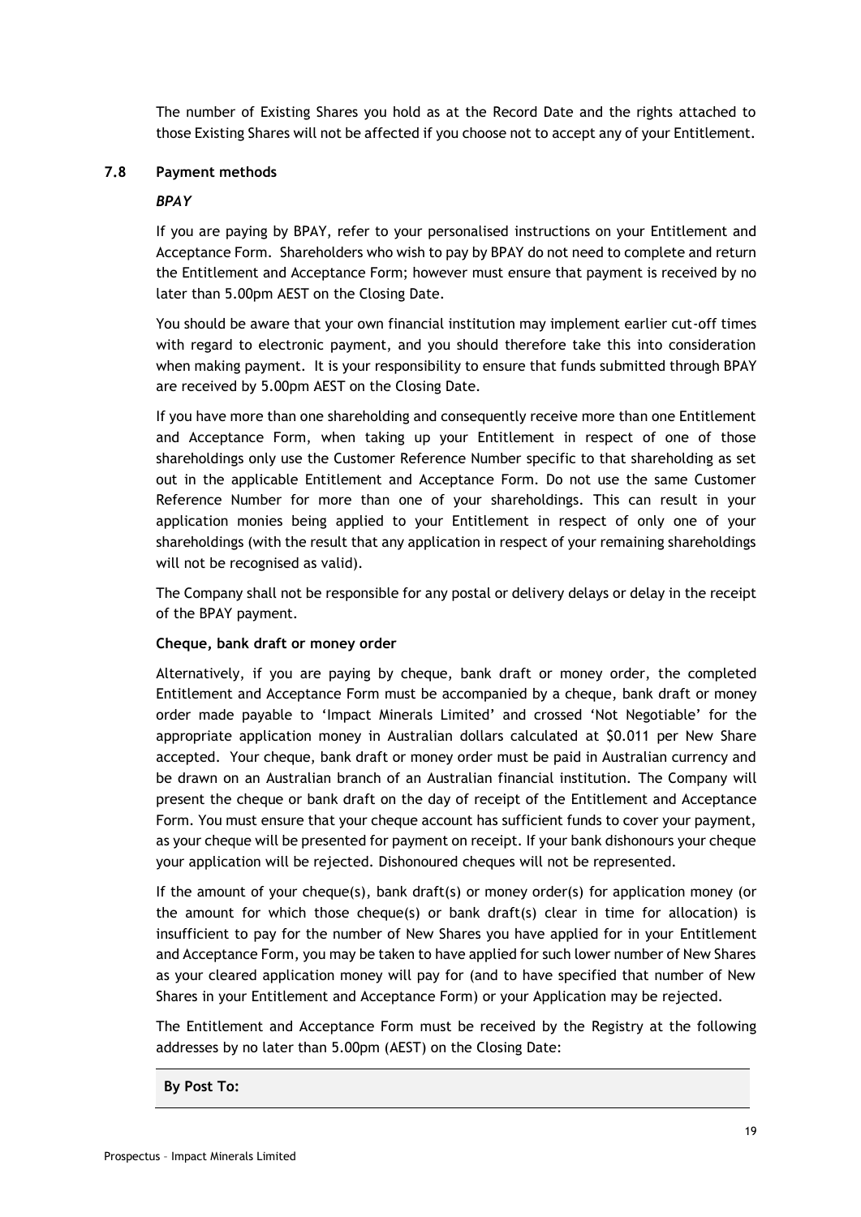The number of Existing Shares you hold as at the Record Date and the rights attached to those Existing Shares will not be affected if you choose not to accept any of your Entitlement.

### 7.8 Payment methods

***BPAY***

If you are paying by BPAY, refer to your personalised instructions on your Entitlement and Acceptance Form. Shareholders who wish to pay by BPAY do not need to complete and return the Entitlement and Acceptance Form; however must ensure that payment is received by no later than 5.00pm AEST on the Closing Date.

You should be aware that your own financial institution may implement earlier cut-off times with regard to electronic payment, and you should therefore take this into consideration when making payment. It is your responsibility to ensure that funds submitted through BPAY are received by 5.00pm AEST on the Closing Date.

If you have more than one shareholding and consequently receive more than one Entitlement and Acceptance Form, when taking up your Entitlement in respect of one of those shareholdings only use the Customer Reference Number specific to that shareholding as set out in the applicable Entitlement and Acceptance Form. Do not use the same Customer Reference Number for more than one of your shareholdings. This can result in your application monies being applied to your Entitlement in respect of only one of your shareholdings (with the result that any application in respect of your remaining shareholdings will not be recognised as valid).

The Company shall not be responsible for any postal or delivery delays or delay in the receipt of the BPAY payment.

**Cheque, bank draft or money order**

Alternatively, if you are paying by cheque, bank draft or money order, the completed Entitlement and Acceptance Form must be accompanied by a cheque, bank draft or money order made payable to 'Impact Minerals Limited' and crossed 'Not Negotiable' for the appropriate application money in Australian dollars calculated at $0.011 per New Share accepted. Your cheque, bank draft or money order must be paid in Australian currency and be drawn on an Australian branch of an Australian financial institution. The Company will present the cheque or bank draft on the day of receipt of the Entitlement and Acceptance Form. You must ensure that your cheque account has sufficient funds to cover your payment, as your cheque will be presented for payment on receipt. If your bank dishonours your cheque your application will be rejected. Dishonoured cheques will not be represented.

If the amount of your cheque(s), bank draft(s) or money order(s) for application money (or the amount for which those cheque(s) or bank draft(s) clear in time for allocation) is insufficient to pay for the number of New Shares you have applied for in your Entitlement and Acceptance Form, you may be taken to have applied for such lower number of New Shares as your cleared application money will pay for (and to have specified that number of New Shares in your Entitlement and Acceptance Form) or your Application may be rejected.

The Entitlement and Acceptance Form must be received by the Registry at the following addresses by no later than 5.00pm (AEST) on the Closing Date:

| **By Post To:** |
|---|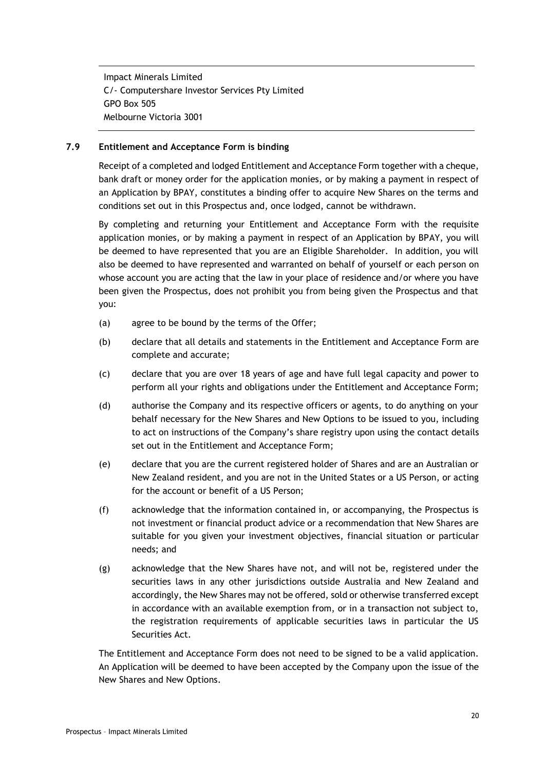Impact Minerals Limited
C/- Computershare Investor Services Pty Limited
GPO Box 505
Melbourne Victoria 3001

### 7.9 Entitlement and Acceptance Form is binding

Receipt of a completed and lodged Entitlement and Acceptance Form together with a cheque, bank draft or money order for the application monies, or by making a payment in respect of an Application by BPAY, constitutes a binding offer to acquire New Shares on the terms and conditions set out in this Prospectus and, once lodged, cannot be withdrawn.

By completing and returning your Entitlement and Acceptance Form with the requisite application monies, or by making a payment in respect of an Application by BPAY, you will be deemed to have represented that you are an Eligible Shareholder. In addition, you will also be deemed to have represented and warranted on behalf of yourself or each person on whose account you are acting that the law in your place of residence and/or where you have been given the Prospectus, does not prohibit you from being given the Prospectus and that you:

(a) agree to be bound by the terms of the Offer;

(b) declare that all details and statements in the Entitlement and Acceptance Form are complete and accurate;

(c) declare that you are over 18 years of age and have full legal capacity and power to perform all your rights and obligations under the Entitlement and Acceptance Form;

(d) authorise the Company and its respective officers or agents, to do anything on your behalf necessary for the New Shares and New Options to be issued to you, including to act on instructions of the Company's share registry upon using the contact details set out in the Entitlement and Acceptance Form;

(e) declare that you are the current registered holder of Shares and are an Australian or New Zealand resident, and you are not in the United States or a US Person, or acting for the account or benefit of a US Person;

(f) acknowledge that the information contained in, or accompanying, the Prospectus is not investment or financial product advice or a recommendation that New Shares are suitable for you given your investment objectives, financial situation or particular needs; and

(g) acknowledge that the New Shares have not, and will not be, registered under the securities laws in any other jurisdictions outside Australia and New Zealand and accordingly, the New Shares may not be offered, sold or otherwise transferred except in accordance with an available exemption from, or in a transaction not subject to, the registration requirements of applicable securities laws in particular the US Securities Act.

The Entitlement and Acceptance Form does not need to be signed to be a valid application. An Application will be deemed to have been accepted by the Company upon the issue of the New Shares and New Options.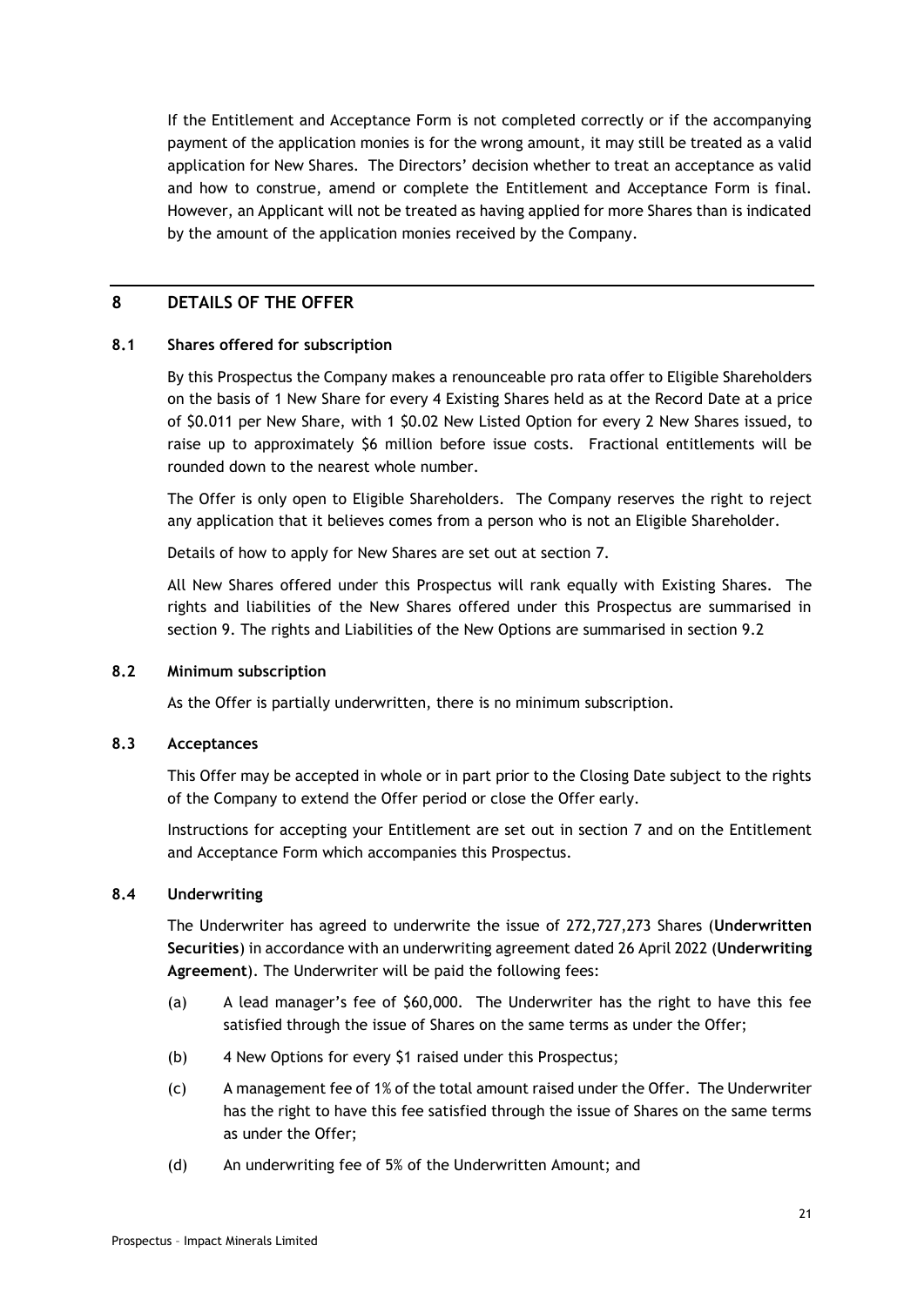If the Entitlement and Acceptance Form is not completed correctly or if the accompanying payment of the application monies is for the wrong amount, it may still be treated as a valid application for New Shares. The Directors' decision whether to treat an acceptance as valid and how to construe, amend or complete the Entitlement and Acceptance Form is final. However, an Applicant will not be treated as having applied for more Shares than is indicated by the amount of the application monies received by the Company.

## 8 DETAILS OF THE OFFER

### 8.1 Shares offered for subscription

By this Prospectus the Company makes a renounceable pro rata offer to Eligible Shareholders on the basis of 1 New Share for every 4 Existing Shares held as at the Record Date at a price of $0.011 per New Share, with 1 $0.02 New Listed Option for every 2 New Shares issued, to raise up to approximately $6 million before issue costs. Fractional entitlements will be rounded down to the nearest whole number.

The Offer is only open to Eligible Shareholders. The Company reserves the right to reject any application that it believes comes from a person who is not an Eligible Shareholder.

Details of how to apply for New Shares are set out at section 7.

All New Shares offered under this Prospectus will rank equally with Existing Shares. The rights and liabilities of the New Shares offered under this Prospectus are summarised in section 9. The rights and Liabilities of the New Options are summarised in section 9.2

### 8.2 Minimum subscription

As the Offer is partially underwritten, there is no minimum subscription.

### 8.3 Acceptances

This Offer may be accepted in whole or in part prior to the Closing Date subject to the rights of the Company to extend the Offer period or close the Offer early.

Instructions for accepting your Entitlement are set out in section 7 and on the Entitlement and Acceptance Form which accompanies this Prospectus.

### 8.4 Underwriting

The Underwriter has agreed to underwrite the issue of 272,727,273 Shares (**Underwritten Securities**) in accordance with an underwriting agreement dated 26 April 2022 (**Underwriting Agreement**). The Underwriter will be paid the following fees:

(a) A lead manager's fee of $60,000. The Underwriter has the right to have this fee satisfied through the issue of Shares on the same terms as under the Offer;

(b) 4 New Options for every $1 raised under this Prospectus;

(c) A management fee of 1% of the total amount raised under the Offer. The Underwriter has the right to have this fee satisfied through the issue of Shares on the same terms as under the Offer;

(d) An underwriting fee of 5% of the Underwritten Amount; and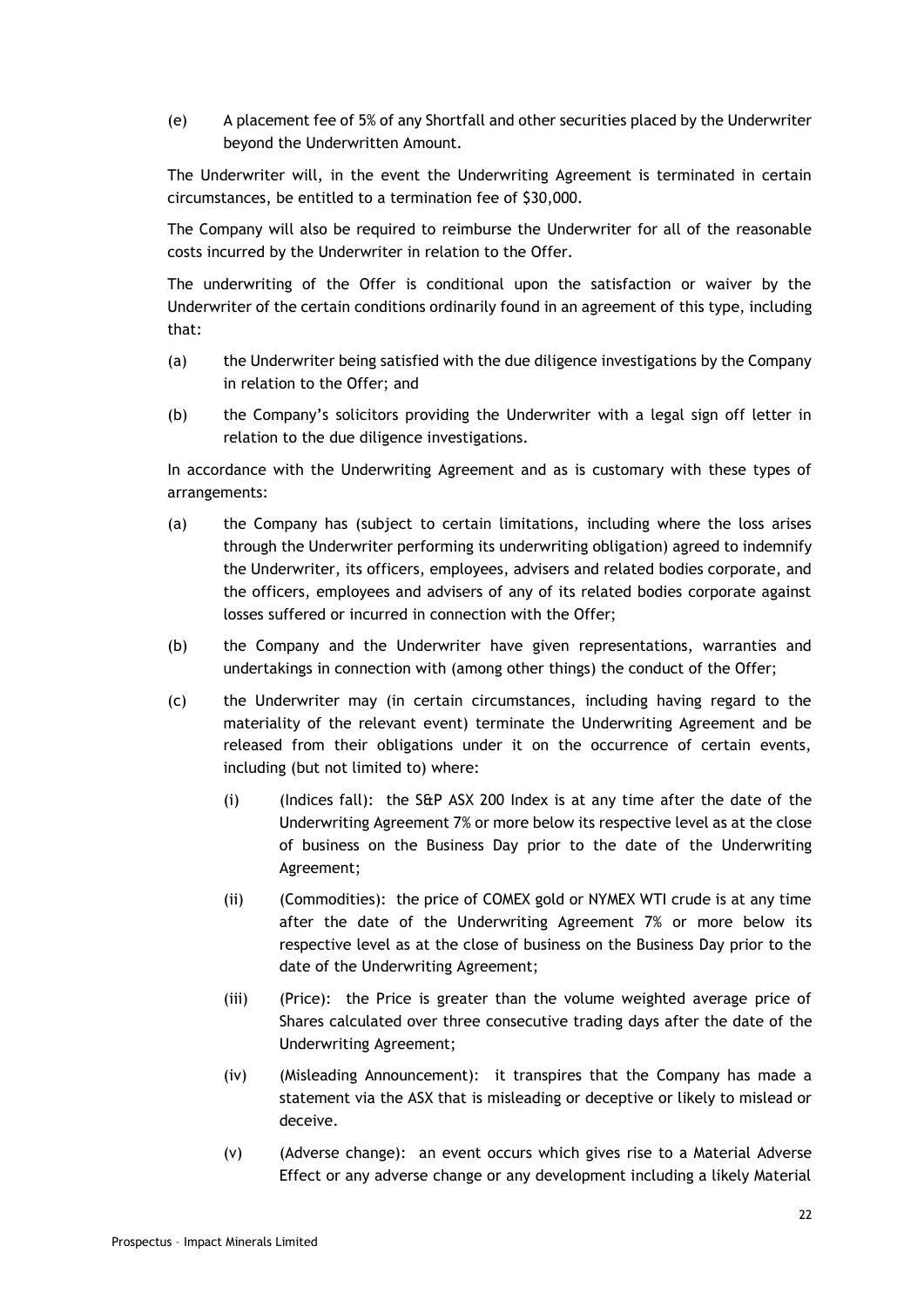(e) A placement fee of 5% of any Shortfall and other securities placed by the Underwriter beyond the Underwritten Amount.

The Underwriter will, in the event the Underwriting Agreement is terminated in certain circumstances, be entitled to a termination fee of $30,000.

The Company will also be required to reimburse the Underwriter for all of the reasonable costs incurred by the Underwriter in relation to the Offer.

The underwriting of the Offer is conditional upon the satisfaction or waiver by the Underwriter of the certain conditions ordinarily found in an agreement of this type, including that:

(a) the Underwriter being satisfied with the due diligence investigations by the Company in relation to the Offer; and

(b) the Company's solicitors providing the Underwriter with a legal sign off letter in relation to the due diligence investigations.

In accordance with the Underwriting Agreement and as is customary with these types of arrangements:

(a) the Company has (subject to certain limitations, including where the loss arises through the Underwriter performing its underwriting obligation) agreed to indemnify the Underwriter, its officers, employees, advisers and related bodies corporate, and the officers, employees and advisers of any of its related bodies corporate against losses suffered or incurred in connection with the Offer;

(b) the Company and the Underwriter have given representations, warranties and undertakings in connection with (among other things) the conduct of the Offer;

(c) the Underwriter may (in certain circumstances, including having regard to the materiality of the relevant event) terminate the Underwriting Agreement and be released from their obligations under it on the occurrence of certain events, including (but not limited to) where:

   (i) (Indices fall): the S&P ASX 200 Index is at any time after the date of the Underwriting Agreement 7% or more below its respective level as at the close of business on the Business Day prior to the date of the Underwriting Agreement;

   (ii) (Commodities): the price of COMEX gold or NYMEX WTI crude is at any time after the date of the Underwriting Agreement 7% or more below its respective level as at the close of business on the Business Day prior to the date of the Underwriting Agreement;

   (iii) (Price): the Price is greater than the volume weighted average price of Shares calculated over three consecutive trading days after the date of the Underwriting Agreement;

   (iv) (Misleading Announcement): it transpires that the Company has made a statement via the ASX that is misleading or deceptive or likely to mislead or deceive.

   (v) (Adverse change): an event occurs which gives rise to a Material Adverse Effect or any adverse change or any development including a likely Material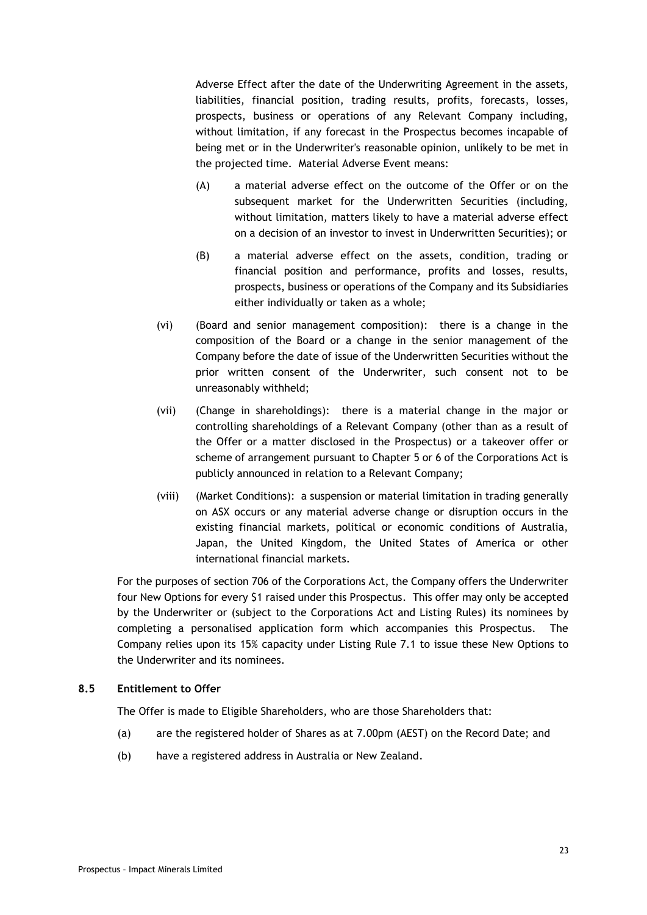Adverse Effect after the date of the Underwriting Agreement in the assets, liabilities, financial position, trading results, profits, forecasts, losses, prospects, business or operations of any Relevant Company including, without limitation, if any forecast in the Prospectus becomes incapable of being met or in the Underwriter's reasonable opinion, unlikely to be met in the projected time. Material Adverse Event means:

(A) a material adverse effect on the outcome of the Offer or on the subsequent market for the Underwritten Securities (including, without limitation, matters likely to have a material adverse effect on a decision of an investor to invest in Underwritten Securities); or

(B) a material adverse effect on the assets, condition, trading or financial position and performance, profits and losses, results, prospects, business or operations of the Company and its Subsidiaries either individually or taken as a whole;

(vi) (Board and senior management composition): there is a change in the composition of the Board or a change in the senior management of the Company before the date of issue of the Underwritten Securities without the prior written consent of the Underwriter, such consent not to be unreasonably withheld;

(vii) (Change in shareholdings): there is a material change in the major or controlling shareholdings of a Relevant Company (other than as a result of the Offer or a matter disclosed in the Prospectus) or a takeover offer or scheme of arrangement pursuant to Chapter 5 or 6 of the Corporations Act is publicly announced in relation to a Relevant Company;

(viii) (Market Conditions): a suspension or material limitation in trading generally on ASX occurs or any material adverse change or disruption occurs in the existing financial markets, political or economic conditions of Australia, Japan, the United Kingdom, the United States of America or other international financial markets.

For the purposes of section 706 of the Corporations Act, the Company offers the Underwriter four New Options for every $1 raised under this Prospectus. This offer may only be accepted by the Underwriter or (subject to the Corporations Act and Listing Rules) its nominees by completing a personalised application form which accompanies this Prospectus. The Company relies upon its 15% capacity under Listing Rule 7.1 to issue these New Options to the Underwriter and its nominees.

### 8.5 Entitlement to Offer

The Offer is made to Eligible Shareholders, who are those Shareholders that:

(a) are the registered holder of Shares as at 7.00pm (AEST) on the Record Date; and

(b) have a registered address in Australia or New Zealand.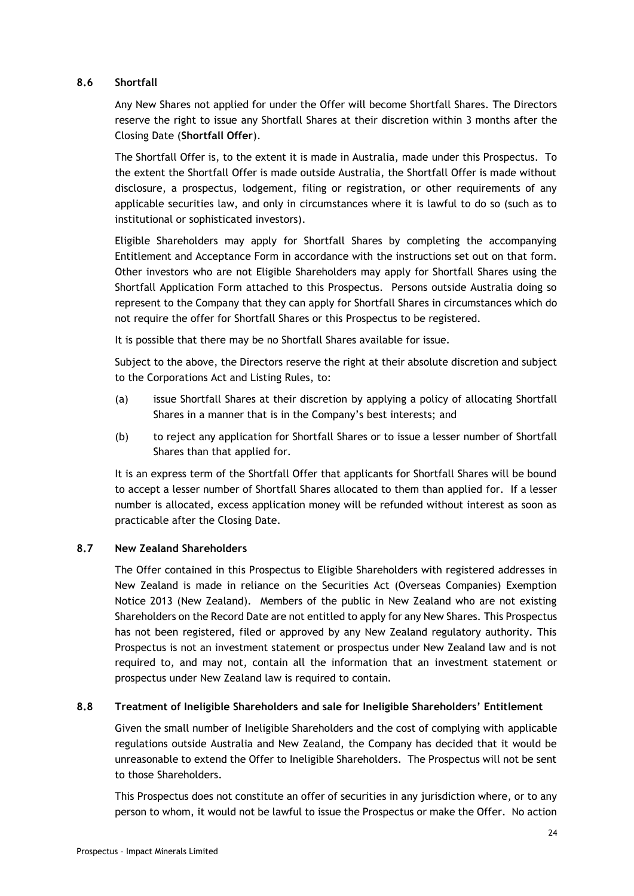### 8.6 Shortfall

Any New Shares not applied for under the Offer will become Shortfall Shares. The Directors reserve the right to issue any Shortfall Shares at their discretion within 3 months after the Closing Date (**Shortfall Offer**).

The Shortfall Offer is, to the extent it is made in Australia, made under this Prospectus. To the extent the Shortfall Offer is made outside Australia, the Shortfall Offer is made without disclosure, a prospectus, lodgement, filing or registration, or other requirements of any applicable securities law, and only in circumstances where it is lawful to do so (such as to institutional or sophisticated investors).

Eligible Shareholders may apply for Shortfall Shares by completing the accompanying Entitlement and Acceptance Form in accordance with the instructions set out on that form. Other investors who are not Eligible Shareholders may apply for Shortfall Shares using the Shortfall Application Form attached to this Prospectus. Persons outside Australia doing so represent to the Company that they can apply for Shortfall Shares in circumstances which do not require the offer for Shortfall Shares or this Prospectus to be registered.

It is possible that there may be no Shortfall Shares available for issue.

Subject to the above, the Directors reserve the right at their absolute discretion and subject to the Corporations Act and Listing Rules, to:

(a) issue Shortfall Shares at their discretion by applying a policy of allocating Shortfall Shares in a manner that is in the Company's best interests; and

(b) to reject any application for Shortfall Shares or to issue a lesser number of Shortfall Shares than that applied for.

It is an express term of the Shortfall Offer that applicants for Shortfall Shares will be bound to accept a lesser number of Shortfall Shares allocated to them than applied for. If a lesser number is allocated, excess application money will be refunded without interest as soon as practicable after the Closing Date.

### 8.7 New Zealand Shareholders

The Offer contained in this Prospectus to Eligible Shareholders with registered addresses in New Zealand is made in reliance on the Securities Act (Overseas Companies) Exemption Notice 2013 (New Zealand). Members of the public in New Zealand who are not existing Shareholders on the Record Date are not entitled to apply for any New Shares. This Prospectus has not been registered, filed or approved by any New Zealand regulatory authority. This Prospectus is not an investment statement or prospectus under New Zealand law and is not required to, and may not, contain all the information that an investment statement or prospectus under New Zealand law is required to contain.

### 8.8 Treatment of Ineligible Shareholders and sale for Ineligible Shareholders' Entitlement

Given the small number of Ineligible Shareholders and the cost of complying with applicable regulations outside Australia and New Zealand, the Company has decided that it would be unreasonable to extend the Offer to Ineligible Shareholders. The Prospectus will not be sent to those Shareholders.

This Prospectus does not constitute an offer of securities in any jurisdiction where, or to any person to whom, it would not be lawful to issue the Prospectus or make the Offer. No action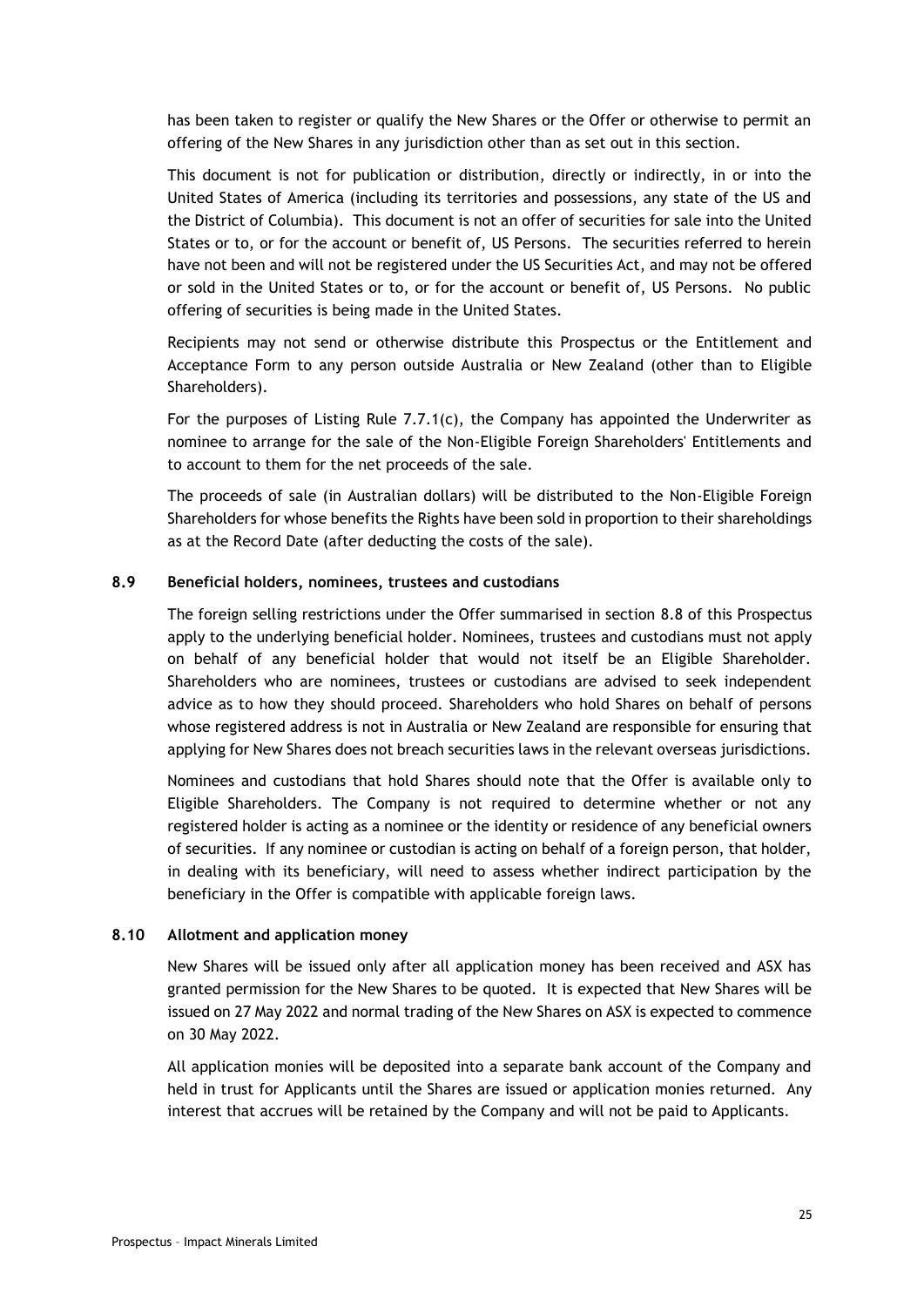has been taken to register or qualify the New Shares or the Offer or otherwise to permit an offering of the New Shares in any jurisdiction other than as set out in this section.

This document is not for publication or distribution, directly or indirectly, in or into the United States of America (including its territories and possessions, any state of the US and the District of Columbia). This document is not an offer of securities for sale into the United States or to, or for the account or benefit of, US Persons. The securities referred to herein have not been and will not be registered under the US Securities Act, and may not be offered or sold in the United States or to, or for the account or benefit of, US Persons. No public offering of securities is being made in the United States.

Recipients may not send or otherwise distribute this Prospectus or the Entitlement and Acceptance Form to any person outside Australia or New Zealand (other than to Eligible Shareholders).

For the purposes of Listing Rule 7.7.1(c), the Company has appointed the Underwriter as nominee to arrange for the sale of the Non-Eligible Foreign Shareholders' Entitlements and to account to them for the net proceeds of the sale.

The proceeds of sale (in Australian dollars) will be distributed to the Non-Eligible Foreign Shareholders for whose benefits the Rights have been sold in proportion to their shareholdings as at the Record Date (after deducting the costs of the sale).

## 8.9 Beneficial holders, nominees, trustees and custodians

The foreign selling restrictions under the Offer summarised in section 8.8 of this Prospectus apply to the underlying beneficial holder. Nominees, trustees and custodians must not apply on behalf of any beneficial holder that would not itself be an Eligible Shareholder. Shareholders who are nominees, trustees or custodians are advised to seek independent advice as to how they should proceed. Shareholders who hold Shares on behalf of persons whose registered address is not in Australia or New Zealand are responsible for ensuring that applying for New Shares does not breach securities laws in the relevant overseas jurisdictions.

Nominees and custodians that hold Shares should note that the Offer is available only to Eligible Shareholders. The Company is not required to determine whether or not any registered holder is acting as a nominee or the identity or residence of any beneficial owners of securities. If any nominee or custodian is acting on behalf of a foreign person, that holder, in dealing with its beneficiary, will need to assess whether indirect participation by the beneficiary in the Offer is compatible with applicable foreign laws.

## 8.10 Allotment and application money

New Shares will be issued only after all application money has been received and ASX has granted permission for the New Shares to be quoted. It is expected that New Shares will be issued on 27 May 2022 and normal trading of the New Shares on ASX is expected to commence on 30 May 2022.

All application monies will be deposited into a separate bank account of the Company and held in trust for Applicants until the Shares are issued or application monies returned. Any interest that accrues will be retained by the Company and will not be paid to Applicants.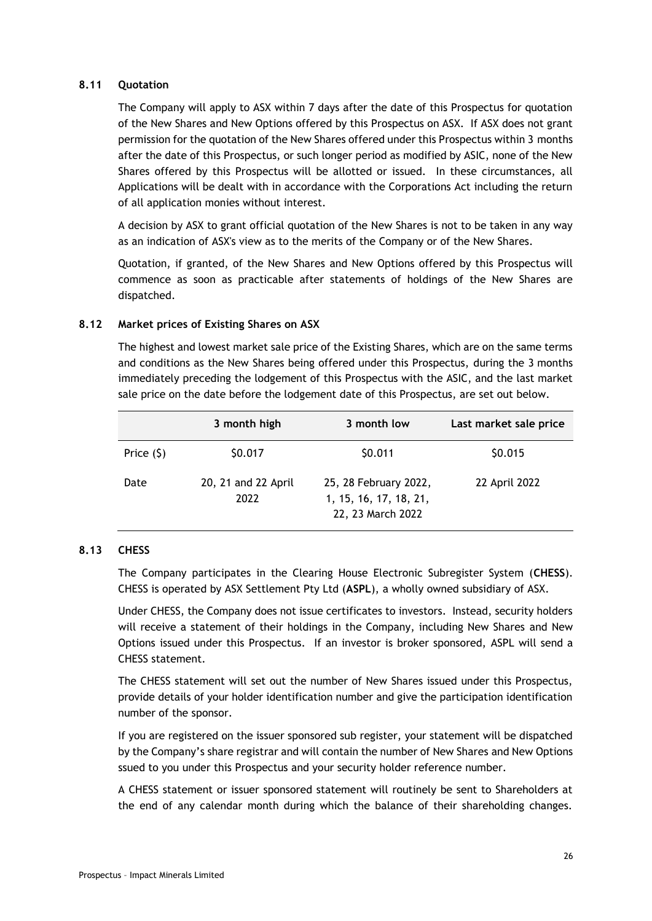### 8.11 Quotation

The Company will apply to ASX within 7 days after the date of this Prospectus for quotation of the New Shares and New Options offered by this Prospectus on ASX. If ASX does not grant permission for the quotation of the New Shares offered under this Prospectus within 3 months after the date of this Prospectus, or such longer period as modified by ASIC, none of the New Shares offered by this Prospectus will be allotted or issued. In these circumstances, all Applications will be dealt with in accordance with the Corporations Act including the return of all application monies without interest.

A decision by ASX to grant official quotation of the New Shares is not to be taken in any way as an indication of ASX's view as to the merits of the Company or of the New Shares.

Quotation, if granted, of the New Shares and New Options offered by this Prospectus will commence as soon as practicable after statements of holdings of the New Shares are dispatched.

### 8.12 Market prices of Existing Shares on ASX

The highest and lowest market sale price of the Existing Shares, which are on the same terms and conditions as the New Shares being offered under this Prospectus, during the 3 months immediately preceding the lodgement of this Prospectus with the ASIC, and the last market sale price on the date before the lodgement date of this Prospectus, are set out below.

| | 3 month high | 3 month low | Last market sale price |
|---|---|---|---|
| Price ($) | $0.017 | $0.011 | $0.015 |
| Date | 20, 21 and 22 April 2022 | 25, 28 February 2022, 1, 15, 16, 17, 18, 21, 22, 23 March 2022 | 22 April 2022 |

### 8.13 CHESS

The Company participates in the Clearing House Electronic Subregister System (**CHESS**). CHESS is operated by ASX Settlement Pty Ltd (**ASPL**), a wholly owned subsidiary of ASX.

Under CHESS, the Company does not issue certificates to investors. Instead, security holders will receive a statement of their holdings in the Company, including New Shares and New Options issued under this Prospectus. If an investor is broker sponsored, ASPL will send a CHESS statement.

The CHESS statement will set out the number of New Shares issued under this Prospectus, provide details of your holder identification number and give the participation identification number of the sponsor.

If you are registered on the issuer sponsored sub register, your statement will be dispatched by the Company's share registrar and will contain the number of New Shares and New Options ssued to you under this Prospectus and your security holder reference number.

A CHESS statement or issuer sponsored statement will routinely be sent to Shareholders at the end of any calendar month during which the balance of their shareholding changes.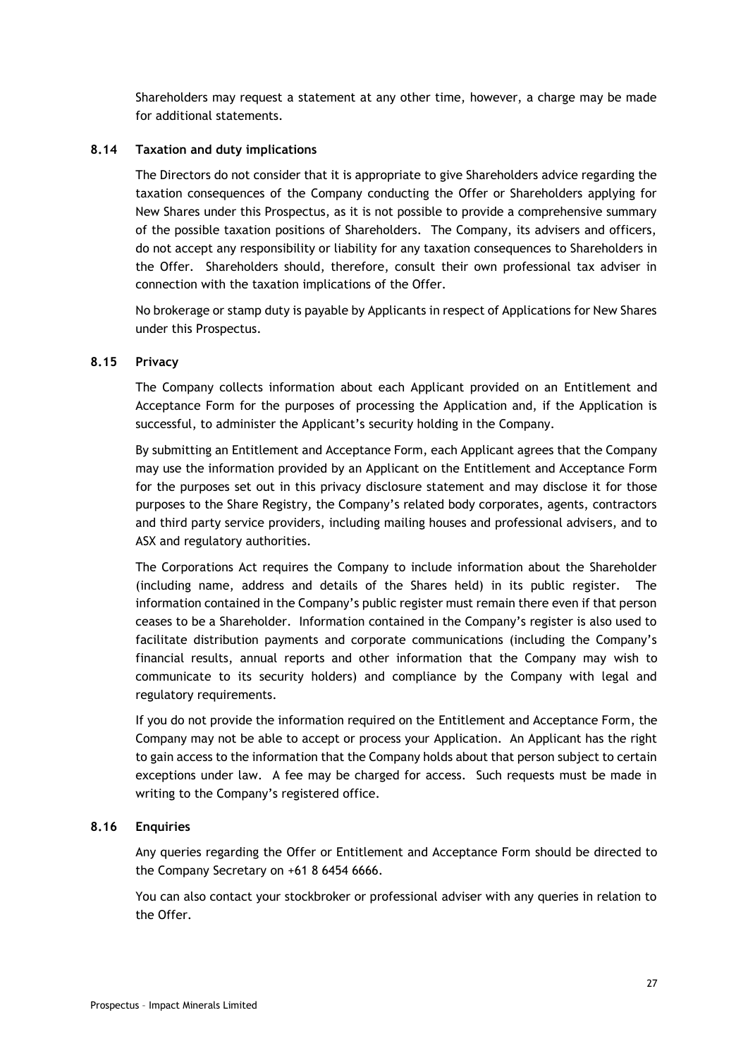Shareholders may request a statement at any other time, however, a charge may be made for additional statements.

### 8.14 Taxation and duty implications

The Directors do not consider that it is appropriate to give Shareholders advice regarding the taxation consequences of the Company conducting the Offer or Shareholders applying for New Shares under this Prospectus, as it is not possible to provide a comprehensive summary of the possible taxation positions of Shareholders. The Company, its advisers and officers, do not accept any responsibility or liability for any taxation consequences to Shareholders in the Offer. Shareholders should, therefore, consult their own professional tax adviser in connection with the taxation implications of the Offer.

No brokerage or stamp duty is payable by Applicants in respect of Applications for New Shares under this Prospectus.

### 8.15 Privacy

The Company collects information about each Applicant provided on an Entitlement and Acceptance Form for the purposes of processing the Application and, if the Application is successful, to administer the Applicant's security holding in the Company.

By submitting an Entitlement and Acceptance Form, each Applicant agrees that the Company may use the information provided by an Applicant on the Entitlement and Acceptance Form for the purposes set out in this privacy disclosure statement and may disclose it for those purposes to the Share Registry, the Company's related body corporates, agents, contractors and third party service providers, including mailing houses and professional advisers, and to ASX and regulatory authorities.

The Corporations Act requires the Company to include information about the Shareholder (including name, address and details of the Shares held) in its public register. The information contained in the Company's public register must remain there even if that person ceases to be a Shareholder. Information contained in the Company's register is also used to facilitate distribution payments and corporate communications (including the Company's financial results, annual reports and other information that the Company may wish to communicate to its security holders) and compliance by the Company with legal and regulatory requirements.

If you do not provide the information required on the Entitlement and Acceptance Form, the Company may not be able to accept or process your Application. An Applicant has the right to gain access to the information that the Company holds about that person subject to certain exceptions under law. A fee may be charged for access. Such requests must be made in writing to the Company's registered office.

### 8.16 Enquiries

Any queries regarding the Offer or Entitlement and Acceptance Form should be directed to the Company Secretary on +61 8 6454 6666.

You can also contact your stockbroker or professional adviser with any queries in relation to the Offer.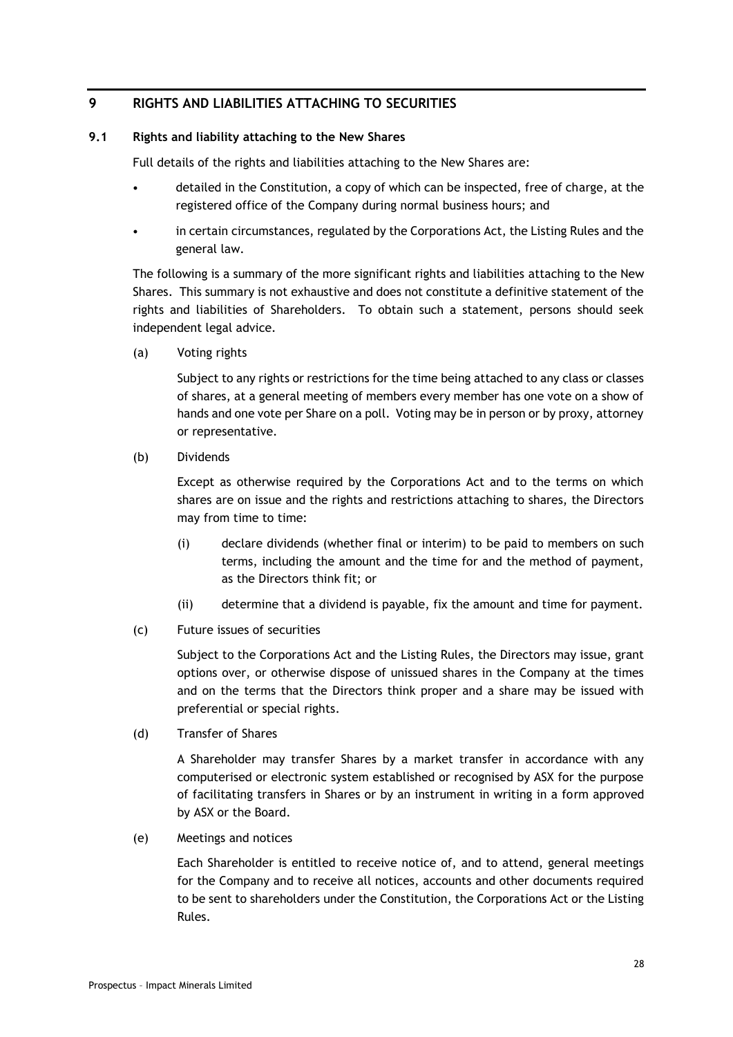# 9 RIGHTS AND LIABILITIES ATTACHING TO SECURITIES

## 9.1 Rights and liability attaching to the New Shares

Full details of the rights and liabilities attaching to the New Shares are:

- detailed in the Constitution, a copy of which can be inspected, free of charge, at the registered office of the Company during normal business hours; and
- in certain circumstances, regulated by the Corporations Act, the Listing Rules and the general law.

The following is a summary of the more significant rights and liabilities attaching to the New Shares. This summary is not exhaustive and does not constitute a definitive statement of the rights and liabilities of Shareholders. To obtain such a statement, persons should seek independent legal advice.

(a) Voting rights

Subject to any rights or restrictions for the time being attached to any class or classes of shares, at a general meeting of members every member has one vote on a show of hands and one vote per Share on a poll. Voting may be in person or by proxy, attorney or representative.

(b) Dividends

Except as otherwise required by the Corporations Act and to the terms on which shares are on issue and the rights and restrictions attaching to shares, the Directors may from time to time:

(i) declare dividends (whether final or interim) to be paid to members on such terms, including the amount and the time for and the method of payment, as the Directors think fit; or

(ii) determine that a dividend is payable, fix the amount and time for payment.

(c) Future issues of securities

Subject to the Corporations Act and the Listing Rules, the Directors may issue, grant options over, or otherwise dispose of unissued shares in the Company at the times and on the terms that the Directors think proper and a share may be issued with preferential or special rights.

(d) Transfer of Shares

A Shareholder may transfer Shares by a market transfer in accordance with any computerised or electronic system established or recognised by ASX for the purpose of facilitating transfers in Shares or by an instrument in writing in a form approved by ASX or the Board.

(e) Meetings and notices

Each Shareholder is entitled to receive notice of, and to attend, general meetings for the Company and to receive all notices, accounts and other documents required to be sent to shareholders under the Constitution, the Corporations Act or the Listing Rules.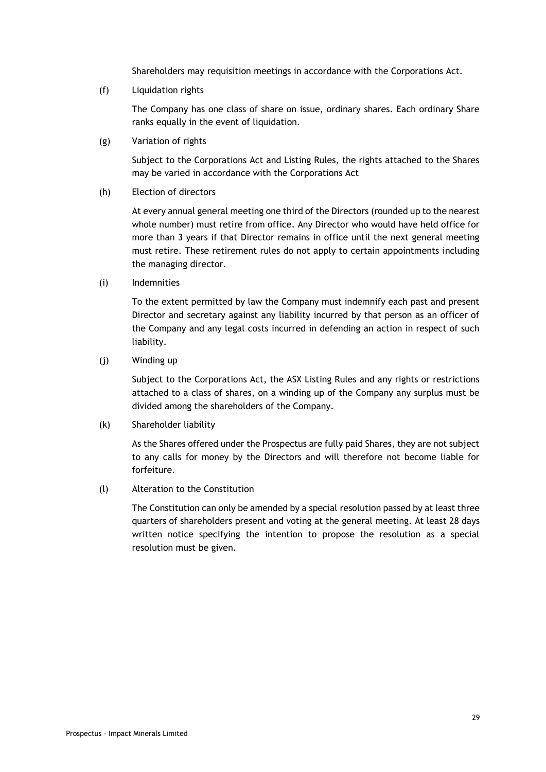Shareholders may requisition meetings in accordance with the Corporations Act.

(f) Liquidation rights

The Company has one class of share on issue, ordinary shares. Each ordinary Share ranks equally in the event of liquidation.

(g) Variation of rights

Subject to the Corporations Act and Listing Rules, the rights attached to the Shares may be varied in accordance with the Corporations Act

(h) Election of directors

At every annual general meeting one third of the Directors (rounded up to the nearest whole number) must retire from office. Any Director who would have held office for more than 3 years if that Director remains in office until the next general meeting must retire. These retirement rules do not apply to certain appointments including the managing director.

(i) Indemnities

To the extent permitted by law the Company must indemnify each past and present Director and secretary against any liability incurred by that person as an officer of the Company and any legal costs incurred in defending an action in respect of such liability.

(j) Winding up

Subject to the Corporations Act, the ASX Listing Rules and any rights or restrictions attached to a class of shares, on a winding up of the Company any surplus must be divided among the shareholders of the Company.

(k) Shareholder liability

As the Shares offered under the Prospectus are fully paid Shares, they are not subject to any calls for money by the Directors and will therefore not become liable for forfeiture.

(l) Alteration to the Constitution

The Constitution can only be amended by a special resolution passed by at least three quarters of shareholders present and voting at the general meeting. At least 28 days written notice specifying the intention to propose the resolution as a special resolution must be given.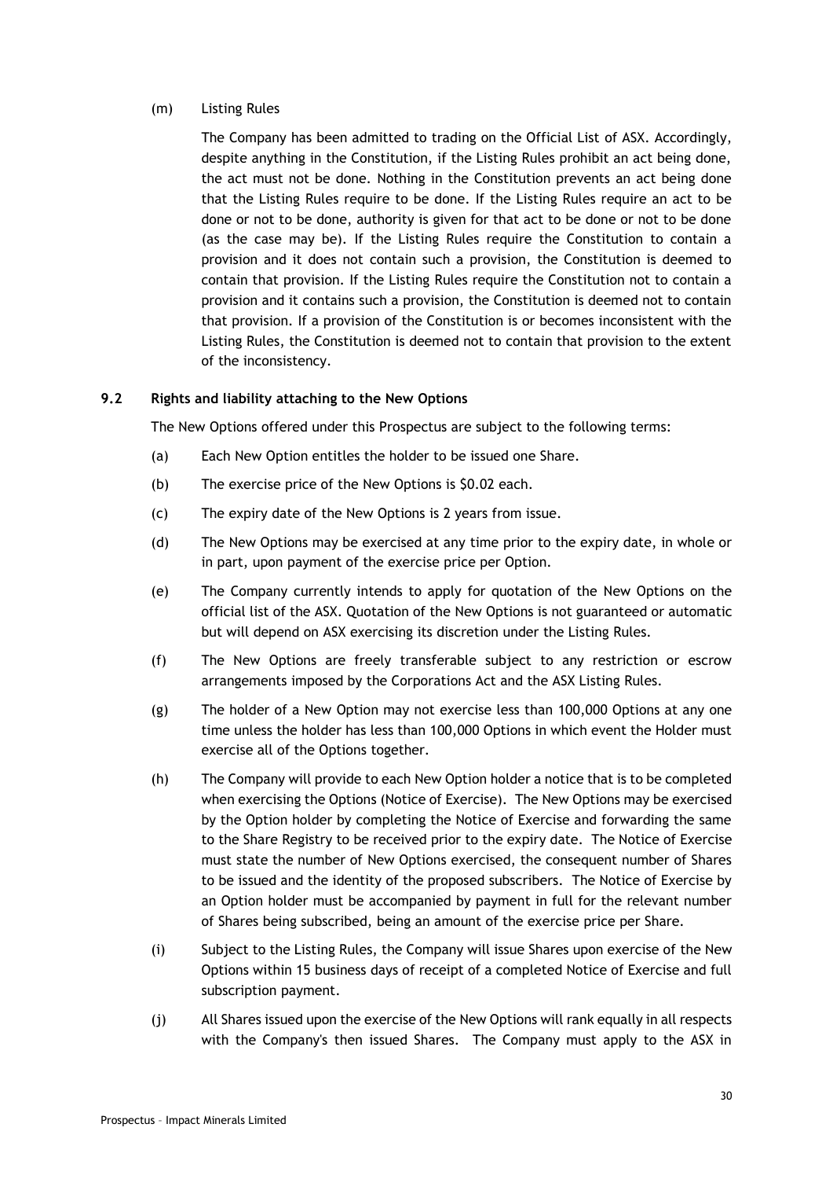(m) Listing Rules

The Company has been admitted to trading on the Official List of ASX. Accordingly, despite anything in the Constitution, if the Listing Rules prohibit an act being done, the act must not be done. Nothing in the Constitution prevents an act being done that the Listing Rules require to be done. If the Listing Rules require an act to be done or not to be done, authority is given for that act to be done or not to be done (as the case may be). If the Listing Rules require the Constitution to contain a provision and it does not contain such a provision, the Constitution is deemed to contain that provision. If the Listing Rules require the Constitution not to contain a provision and it contains such a provision, the Constitution is deemed not to contain that provision. If a provision of the Constitution is or becomes inconsistent with the Listing Rules, the Constitution is deemed not to contain that provision to the extent of the inconsistency.

### 9.2 Rights and liability attaching to the New Options

The New Options offered under this Prospectus are subject to the following terms:

(a) Each New Option entitles the holder to be issued one Share.

(b) The exercise price of the New Options is $0.02 each.

(c) The expiry date of the New Options is 2 years from issue.

(d) The New Options may be exercised at any time prior to the expiry date, in whole or in part, upon payment of the exercise price per Option.

(e) The Company currently intends to apply for quotation of the New Options on the official list of the ASX. Quotation of the New Options is not guaranteed or automatic but will depend on ASX exercising its discretion under the Listing Rules.

(f) The New Options are freely transferable subject to any restriction or escrow arrangements imposed by the Corporations Act and the ASX Listing Rules.

(g) The holder of a New Option may not exercise less than 100,000 Options at any one time unless the holder has less than 100,000 Options in which event the Holder must exercise all of the Options together.

(h) The Company will provide to each New Option holder a notice that is to be completed when exercising the Options (Notice of Exercise). The New Options may be exercised by the Option holder by completing the Notice of Exercise and forwarding the same to the Share Registry to be received prior to the expiry date. The Notice of Exercise must state the number of New Options exercised, the consequent number of Shares to be issued and the identity of the proposed subscribers. The Notice of Exercise by an Option holder must be accompanied by payment in full for the relevant number of Shares being subscribed, being an amount of the exercise price per Share.

(i) Subject to the Listing Rules, the Company will issue Shares upon exercise of the New Options within 15 business days of receipt of a completed Notice of Exercise and full subscription payment.

(j) All Shares issued upon the exercise of the New Options will rank equally in all respects with the Company's then issued Shares. The Company must apply to the ASX in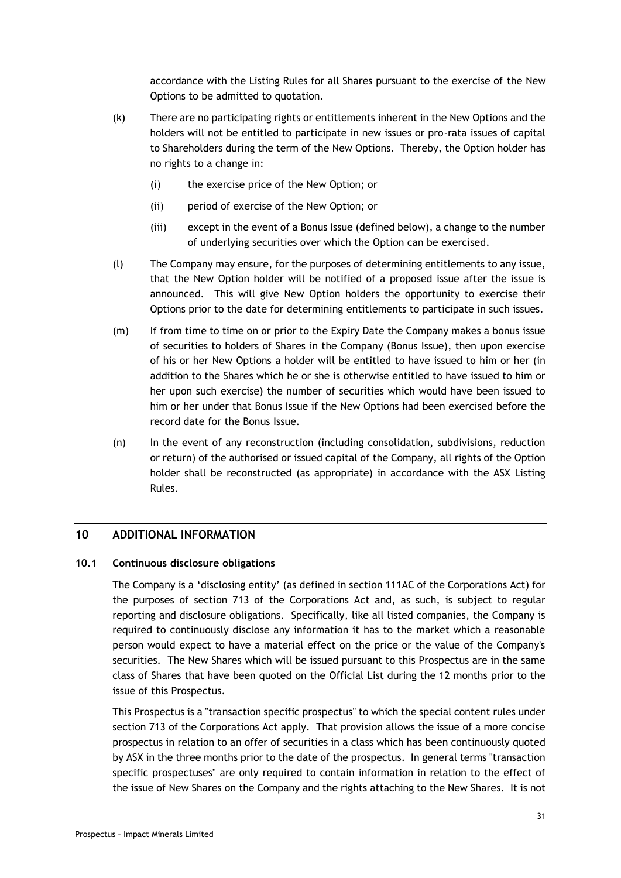accordance with the Listing Rules for all Shares pursuant to the exercise of the New Options to be admitted to quotation.

(k) There are no participating rights or entitlements inherent in the New Options and the holders will not be entitled to participate in new issues or pro-rata issues of capital to Shareholders during the term of the New Options. Thereby, the Option holder has no rights to a change in:

  (i) the exercise price of the New Option; or

  (ii) period of exercise of the New Option; or

  (iii) except in the event of a Bonus Issue (defined below), a change to the number of underlying securities over which the Option can be exercised.

(l) The Company may ensure, for the purposes of determining entitlements to any issue, that the New Option holder will be notified of a proposed issue after the issue is announced. This will give New Option holders the opportunity to exercise their Options prior to the date for determining entitlements to participate in such issues.

(m) If from time to time on or prior to the Expiry Date the Company makes a bonus issue of securities to holders of Shares in the Company (Bonus Issue), then upon exercise of his or her New Options a holder will be entitled to have issued to him or her (in addition to the Shares which he or she is otherwise entitled to have issued to him or her upon such exercise) the number of securities which would have been issued to him or her under that Bonus Issue if the New Options had been exercised before the record date for the Bonus Issue.

(n) In the event of any reconstruction (including consolidation, subdivisions, reduction or return) of the authorised or issued capital of the Company, all rights of the Option holder shall be reconstructed (as appropriate) in accordance with the ASX Listing Rules.

## 10 ADDITIONAL INFORMATION

### 10.1 Continuous disclosure obligations

The Company is a 'disclosing entity' (as defined in section 111AC of the Corporations Act) for the purposes of section 713 of the Corporations Act and, as such, is subject to regular reporting and disclosure obligations. Specifically, like all listed companies, the Company is required to continuously disclose any information it has to the market which a reasonable person would expect to have a material effect on the price or the value of the Company's securities. The New Shares which will be issued pursuant to this Prospectus are in the same class of Shares that have been quoted on the Official List during the 12 months prior to the issue of this Prospectus.

This Prospectus is a "transaction specific prospectus" to which the special content rules under section 713 of the Corporations Act apply. That provision allows the issue of a more concise prospectus in relation to an offer of securities in a class which has been continuously quoted by ASX in the three months prior to the date of the prospectus. In general terms "transaction specific prospectuses" are only required to contain information in relation to the effect of the issue of New Shares on the Company and the rights attaching to the New Shares. It is not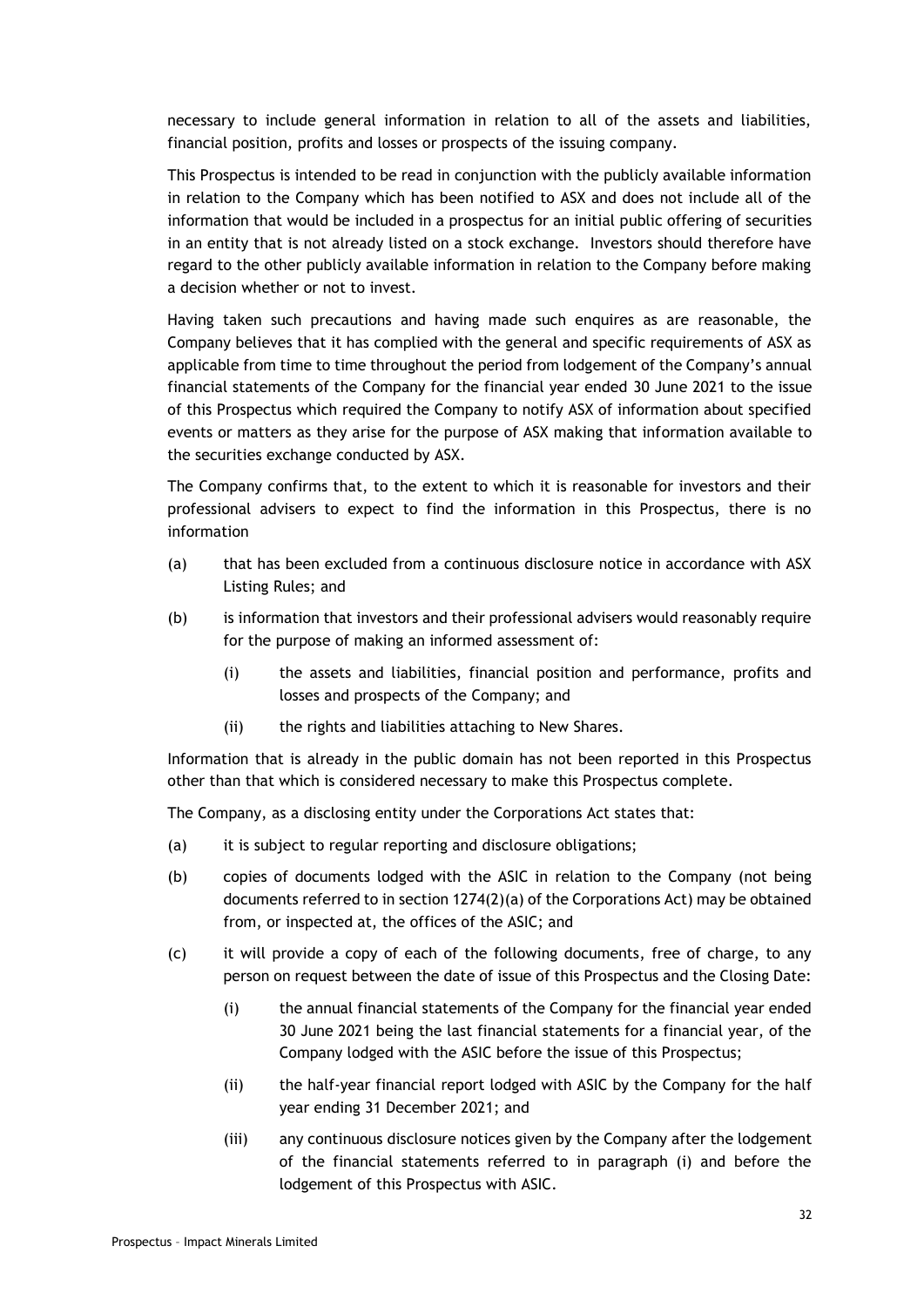necessary to include general information in relation to all of the assets and liabilities, financial position, profits and losses or prospects of the issuing company.

This Prospectus is intended to be read in conjunction with the publicly available information in relation to the Company which has been notified to ASX and does not include all of the information that would be included in a prospectus for an initial public offering of securities in an entity that is not already listed on a stock exchange. Investors should therefore have regard to the other publicly available information in relation to the Company before making a decision whether or not to invest.

Having taken such precautions and having made such enquires as are reasonable, the Company believes that it has complied with the general and specific requirements of ASX as applicable from time to time throughout the period from lodgement of the Company's annual financial statements of the Company for the financial year ended 30 June 2021 to the issue of this Prospectus which required the Company to notify ASX of information about specified events or matters as they arise for the purpose of ASX making that information available to the securities exchange conducted by ASX.

The Company confirms that, to the extent to which it is reasonable for investors and their professional advisers to expect to find the information in this Prospectus, there is no information

(a) that has been excluded from a continuous disclosure notice in accordance with ASX Listing Rules; and

(b) is information that investors and their professional advisers would reasonably require for the purpose of making an informed assessment of:

    (i) the assets and liabilities, financial position and performance, profits and losses and prospects of the Company; and

    (ii) the rights and liabilities attaching to New Shares.

Information that is already in the public domain has not been reported in this Prospectus other than that which is considered necessary to make this Prospectus complete.

The Company, as a disclosing entity under the Corporations Act states that:

(a) it is subject to regular reporting and disclosure obligations;

(b) copies of documents lodged with the ASIC in relation to the Company (not being documents referred to in section 1274(2)(a) of the Corporations Act) may be obtained from, or inspected at, the offices of the ASIC; and

(c) it will provide a copy of each of the following documents, free of charge, to any person on request between the date of issue of this Prospectus and the Closing Date:

    (i) the annual financial statements of the Company for the financial year ended 30 June 2021 being the last financial statements for a financial year, of the Company lodged with the ASIC before the issue of this Prospectus;

    (ii) the half-year financial report lodged with ASIC by the Company for the half year ending 31 December 2021; and

    (iii) any continuous disclosure notices given by the Company after the lodgement of the financial statements referred to in paragraph (i) and before the lodgement of this Prospectus with ASIC.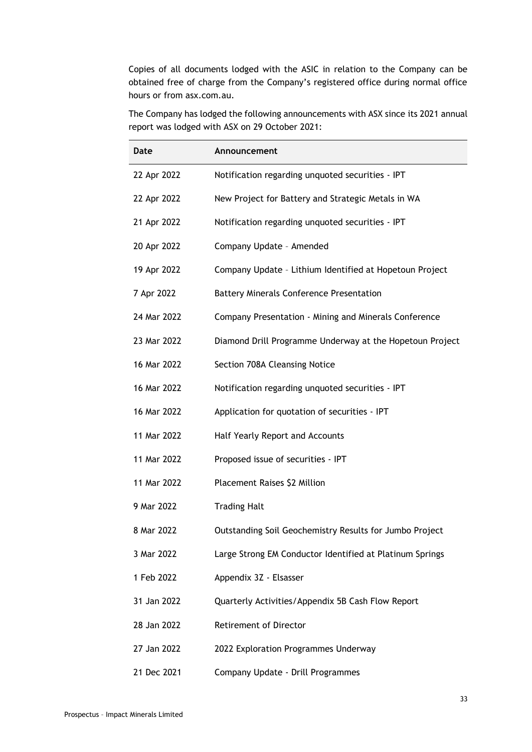Copies of all documents lodged with the ASIC in relation to the Company can be obtained free of charge from the Company's registered office during normal office hours or from asx.com.au.

The Company has lodged the following announcements with ASX since its 2021 annual report was lodged with ASX on 29 October 2021:

| Date | Announcement |
|---|---|
| 22 Apr 2022 | Notification regarding unquoted securities - IPT |
| 22 Apr 2022 | New Project for Battery and Strategic Metals in WA |
| 21 Apr 2022 | Notification regarding unquoted securities - IPT |
| 20 Apr 2022 | Company Update – Amended |
| 19 Apr 2022 | Company Update – Lithium Identified at Hopetoun Project |
| 7 Apr 2022 | Battery Minerals Conference Presentation |
| 24 Mar 2022 | Company Presentation - Mining and Minerals Conference |
| 23 Mar 2022 | Diamond Drill Programme Underway at the Hopetoun Project |
| 16 Mar 2022 | Section 708A Cleansing Notice |
| 16 Mar 2022 | Notification regarding unquoted securities - IPT |
| 16 Mar 2022 | Application for quotation of securities - IPT |
| 11 Mar 2022 | Half Yearly Report and Accounts |
| 11 Mar 2022 | Proposed issue of securities - IPT |
| 11 Mar 2022 | Placement Raises $2 Million |
| 9 Mar 2022 | Trading Halt |
| 8 Mar 2022 | Outstanding Soil Geochemistry Results for Jumbo Project |
| 3 Mar 2022 | Large Strong EM Conductor Identified at Platinum Springs |
| 1 Feb 2022 | Appendix 3Z - Elsasser |
| 31 Jan 2022 | Quarterly Activities/Appendix 5B Cash Flow Report |
| 28 Jan 2022 | Retirement of Director |
| 27 Jan 2022 | 2022 Exploration Programmes Underway |
| 21 Dec 2021 | Company Update - Drill Programmes |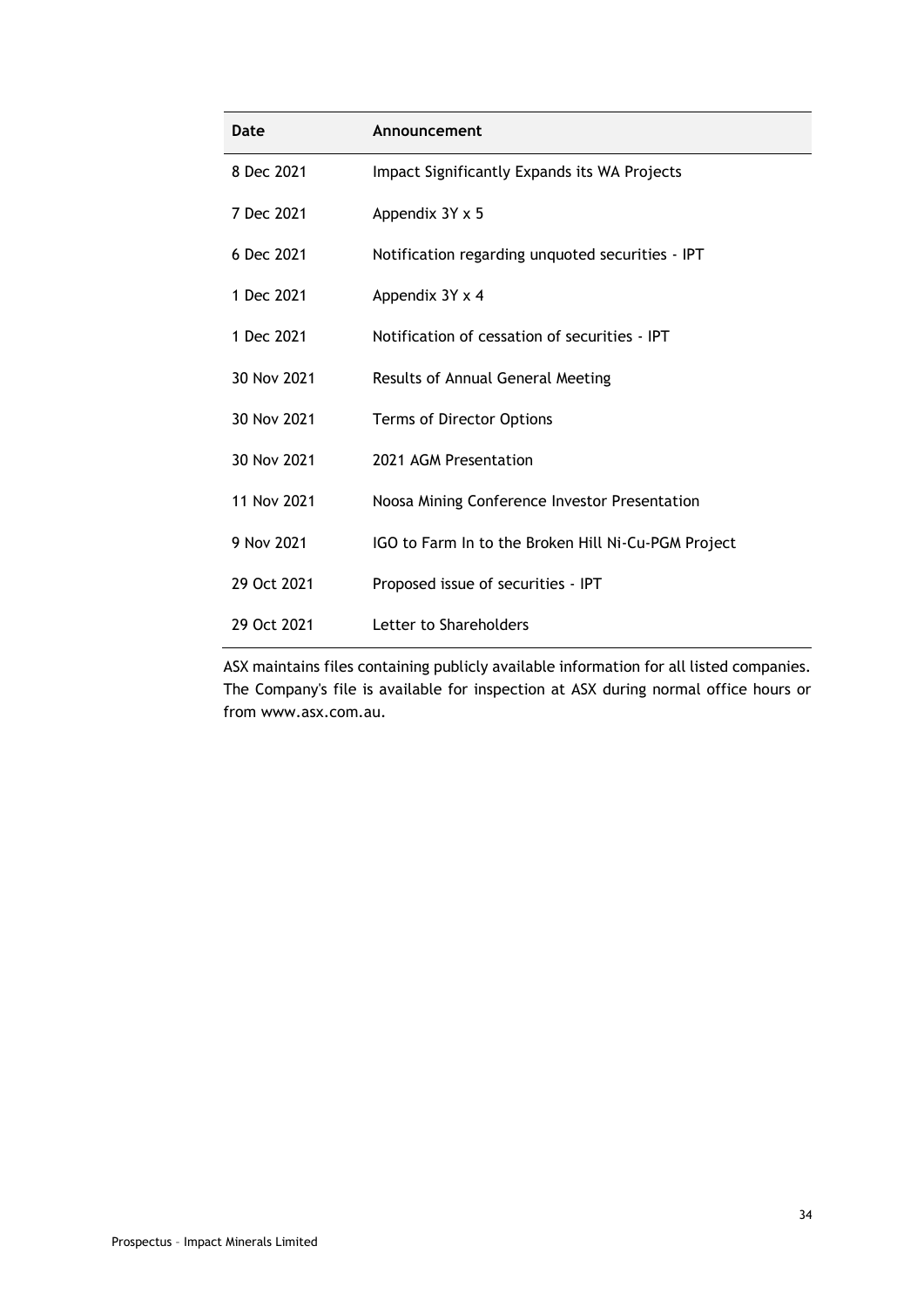| Date | Announcement |
| --- | --- |
| 8 Dec 2021 | Impact Significantly Expands its WA Projects |
| 7 Dec 2021 | Appendix 3Y x 5 |
| 6 Dec 2021 | Notification regarding unquoted securities - IPT |
| 1 Dec 2021 | Appendix 3Y x 4 |
| 1 Dec 2021 | Notification of cessation of securities - IPT |
| 30 Nov 2021 | Results of Annual General Meeting |
| 30 Nov 2021 | Terms of Director Options |
| 30 Nov 2021 | 2021 AGM Presentation |
| 11 Nov 2021 | Noosa Mining Conference Investor Presentation |
| 9 Nov 2021 | IGO to Farm In to the Broken Hill Ni-Cu-PGM Project |
| 29 Oct 2021 | Proposed issue of securities - IPT |
| 29 Oct 2021 | Letter to Shareholders |

ASX maintains files containing publicly available information for all listed companies. The Company's file is available for inspection at ASX during normal office hours or from www.asx.com.au.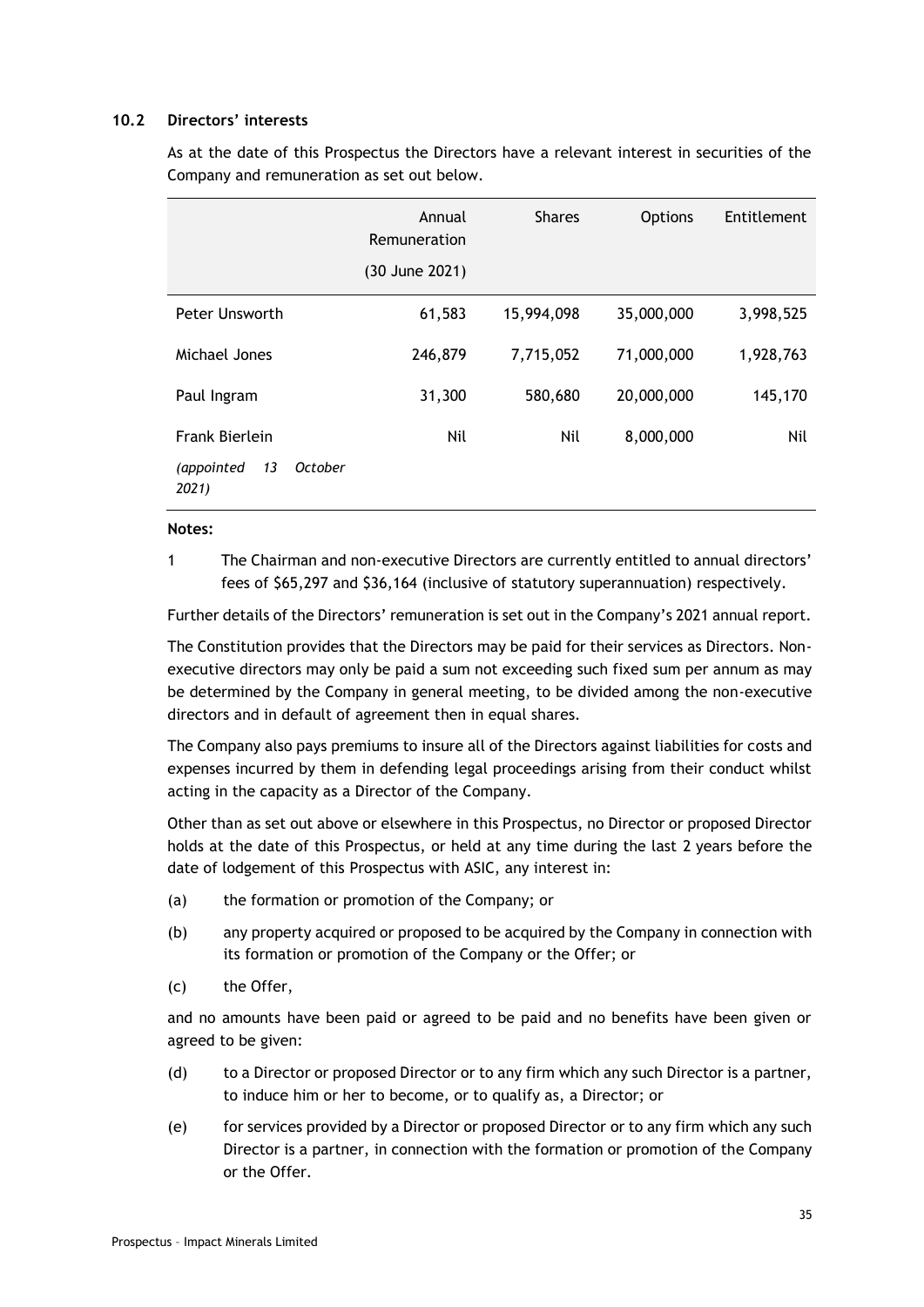### 10.2 Directors' interests

As at the date of this Prospectus the Directors have a relevant interest in securities of the Company and remuneration as set out below.

| | Annual Remuneration (30 June 2021) | Shares | Options | Entitlement |
|---|---|---|---|---|
| Peter Unsworth | 61,583 | 15,994,098 | 35,000,000 | 3,998,525 |
| Michael Jones | 246,879 | 7,715,052 | 71,000,000 | 1,928,763 |
| Paul Ingram | 31,300 | 580,680 | 20,000,000 | 145,170 |
| Frank Bierlein *(appointed 13 October 2021)* | Nil | Nil | 8,000,000 | Nil |

**Notes:**

1. The Chairman and non-executive Directors are currently entitled to annual directors' fees of $65,297 and $36,164 (inclusive of statutory superannuation) respectively.

Further details of the Directors' remuneration is set out in the Company's 2021 annual report.

The Constitution provides that the Directors may be paid for their services as Directors. Non-executive directors may only be paid a sum not exceeding such fixed sum per annum as may be determined by the Company in general meeting, to be divided among the non-executive directors and in default of agreement then in equal shares.

The Company also pays premiums to insure all of the Directors against liabilities for costs and expenses incurred by them in defending legal proceedings arising from their conduct whilst acting in the capacity as a Director of the Company.

Other than as set out above or elsewhere in this Prospectus, no Director or proposed Director holds at the date of this Prospectus, or held at any time during the last 2 years before the date of lodgement of this Prospectus with ASIC, any interest in:

(a) the formation or promotion of the Company; or

(b) any property acquired or proposed to be acquired by the Company in connection with its formation or promotion of the Company or the Offer; or

(c) the Offer,

and no amounts have been paid or agreed to be paid and no benefits have been given or agreed to be given:

(d) to a Director or proposed Director or to any firm which any such Director is a partner, to induce him or her to become, or to qualify as, a Director; or

(e) for services provided by a Director or proposed Director or to any firm which any such Director is a partner, in connection with the formation or promotion of the Company or the Offer.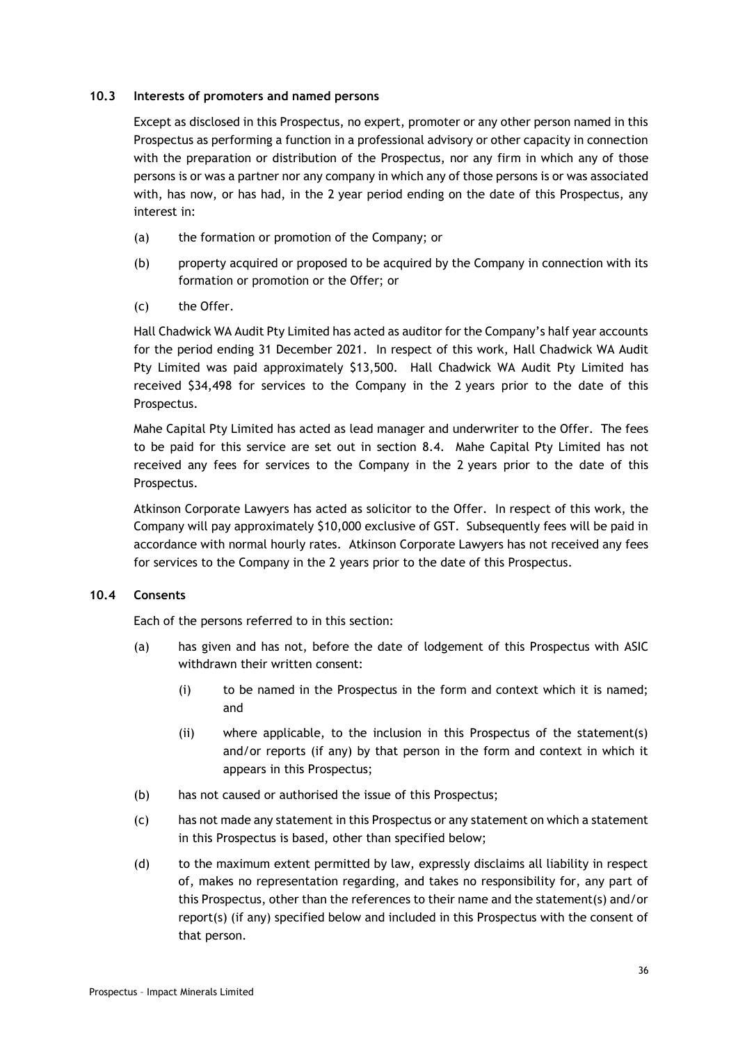### 10.3 Interests of promoters and named persons

Except as disclosed in this Prospectus, no expert, promoter or any other person named in this Prospectus as performing a function in a professional advisory or other capacity in connection with the preparation or distribution of the Prospectus, nor any firm in which any of those persons is or was a partner nor any company in which any of those persons is or was associated with, has now, or has had, in the 2 year period ending on the date of this Prospectus, any interest in:

(a) the formation or promotion of the Company; or

(b) property acquired or proposed to be acquired by the Company in connection with its formation or promotion or the Offer; or

(c) the Offer.

Hall Chadwick WA Audit Pty Limited has acted as auditor for the Company's half year accounts for the period ending 31 December 2021. In respect of this work, Hall Chadwick WA Audit Pty Limited was paid approximately $13,500. Hall Chadwick WA Audit Pty Limited has received $34,498 for services to the Company in the 2 years prior to the date of this Prospectus.

Mahe Capital Pty Limited has acted as lead manager and underwriter to the Offer. The fees to be paid for this service are set out in section 8.4. Mahe Capital Pty Limited has not received any fees for services to the Company in the 2 years prior to the date of this Prospectus.

Atkinson Corporate Lawyers has acted as solicitor to the Offer. In respect of this work, the Company will pay approximately $10,000 exclusive of GST. Subsequently fees will be paid in accordance with normal hourly rates. Atkinson Corporate Lawyers has not received any fees for services to the Company in the 2 years prior to the date of this Prospectus.

### 10.4 Consents

Each of the persons referred to in this section:

(a) has given and has not, before the date of lodgement of this Prospectus with ASIC withdrawn their written consent:

  (i) to be named in the Prospectus in the form and context which it is named; and

  (ii) where applicable, to the inclusion in this Prospectus of the statement(s) and/or reports (if any) by that person in the form and context in which it appears in this Prospectus;

(b) has not caused or authorised the issue of this Prospectus;

(c) has not made any statement in this Prospectus or any statement on which a statement in this Prospectus is based, other than specified below;

(d) to the maximum extent permitted by law, expressly disclaims all liability in respect of, makes no representation regarding, and takes no responsibility for, any part of this Prospectus, other than the references to their name and the statement(s) and/or report(s) (if any) specified below and included in this Prospectus with the consent of that person.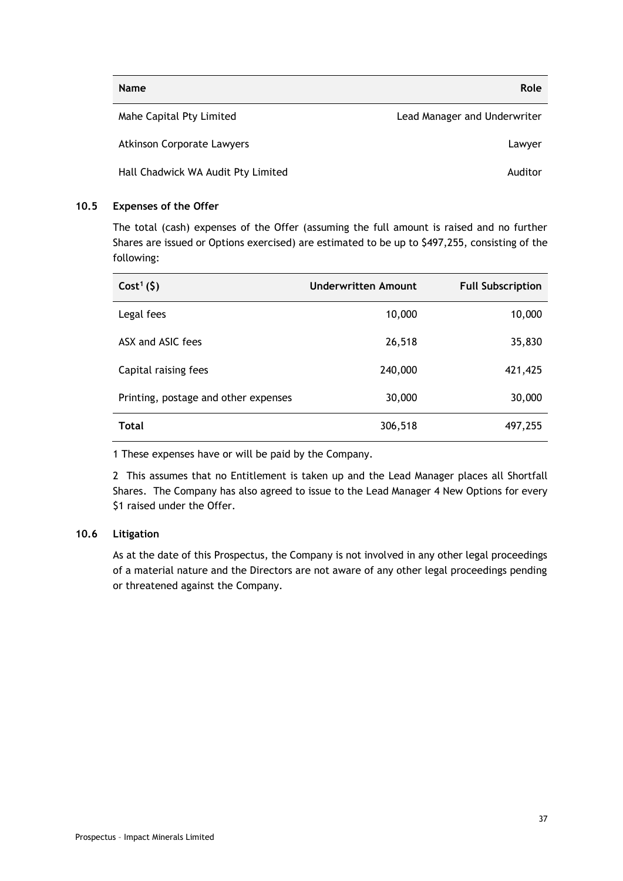| Name | Role |
|---|---|
| Mahe Capital Pty Limited | Lead Manager and Underwriter |
| Atkinson Corporate Lawyers | Lawyer |
| Hall Chadwick WA Audit Pty Limited | Auditor |

### 10.5 Expenses of the Offer

The total (cash) expenses of the Offer (assuming the full amount is raised and no further Shares are issued or Options exercised) are estimated to be up to $497,255, consisting of the following:

| Cost[1] ($) | Underwritten Amount | Full Subscription |
|---|---|---|
| Legal fees | 10,000 | 10,000 |
| ASX and ASIC fees | 26,518 | 35,830 |
| Capital raising fees | 240,000 | 421,425 |
| Printing, postage and other expenses | 30,000 | 30,000 |
| **Total** | 306,518 | 497,255 |

1 These expenses have or will be paid by the Company.

2 This assumes that no Entitlement is taken up and the Lead Manager places all Shortfall Shares. The Company has also agreed to issue to the Lead Manager 4 New Options for every $1 raised under the Offer.

### 10.6 Litigation

As at the date of this Prospectus, the Company is not involved in any other legal proceedings of a material nature and the Directors are not aware of any other legal proceedings pending or threatened against the Company.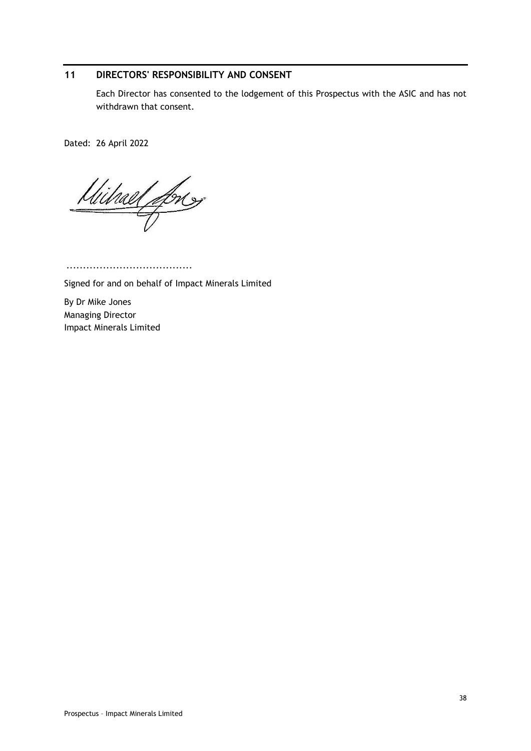## 11 DIRECTORS' RESPONSIBILITY AND CONSENT

Each Director has consented to the lodgement of this Prospectus with the ASIC and has not withdrawn that consent.

Dated: 26 April 2022

......................................

Signed for and on behalf of Impact Minerals Limited

By Dr Mike Jones
Managing Director
Impact Minerals Limited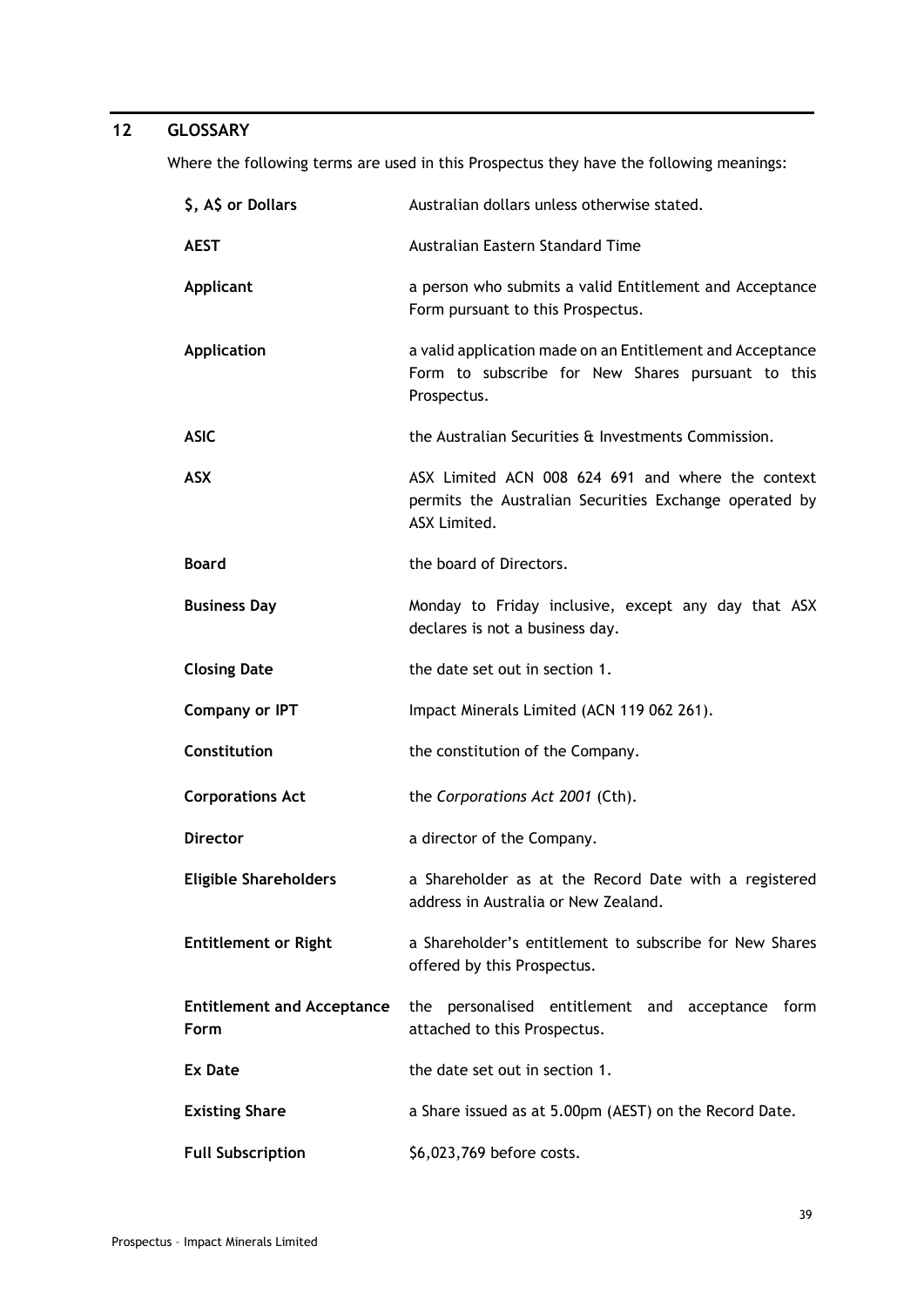## 12 GLOSSARY

Where the following terms are used in this Prospectus they have the following meanings:

| | |
|---|---|
| **$, A$ or Dollars** | Australian dollars unless otherwise stated. |
| **AEST** | Australian Eastern Standard Time |
| **Applicant** | a person who submits a valid Entitlement and Acceptance Form pursuant to this Prospectus. |
| **Application** | a valid application made on an Entitlement and Acceptance Form to subscribe for New Shares pursuant to this Prospectus. |
| **ASIC** | the Australian Securities & Investments Commission. |
| **ASX** | ASX Limited ACN 008 624 691 and where the context permits the Australian Securities Exchange operated by ASX Limited. |
| **Board** | the board of Directors. |
| **Business Day** | Monday to Friday inclusive, except any day that ASX declares is not a business day. |
| **Closing Date** | the date set out in section 1. |
| **Company or IPT** | Impact Minerals Limited (ACN 119 062 261). |
| **Constitution** | the constitution of the Company. |
| **Corporations Act** | the *Corporations Act 2001* (Cth). |
| **Director** | a director of the Company. |
| **Eligible Shareholders** | a Shareholder as at the Record Date with a registered address in Australia or New Zealand. |
| **Entitlement or Right** | a Shareholder's entitlement to subscribe for New Shares offered by this Prospectus. |
| **Entitlement and Acceptance Form** | the personalised entitlement and acceptance form attached to this Prospectus. |
| **Ex Date** | the date set out in section 1. |
| **Existing Share** | a Share issued as at 5.00pm (AEST) on the Record Date. |
| **Full Subscription** | $6,023,769 before costs. |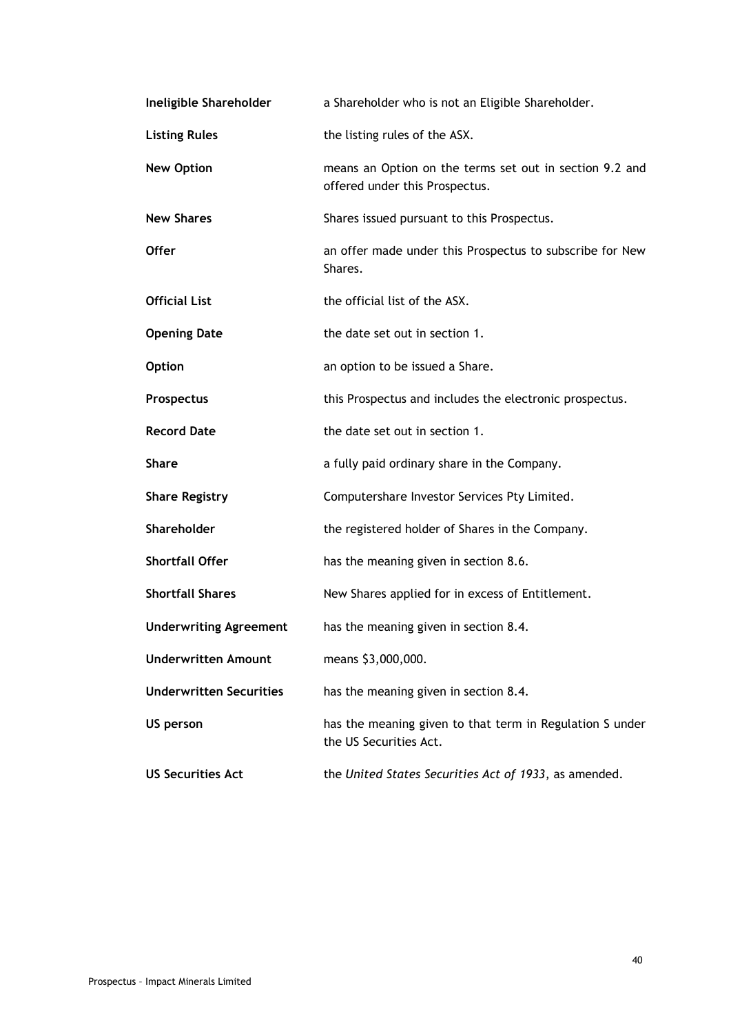| | |
|---|---|
| **Ineligible Shareholder** | a Shareholder who is not an Eligible Shareholder. |
| **Listing Rules** | the listing rules of the ASX. |
| **New Option** | means an Option on the terms set out in section 9.2 and offered under this Prospectus. |
| **New Shares** | Shares issued pursuant to this Prospectus. |
| **Offer** | an offer made under this Prospectus to subscribe for New Shares. |
| **Official List** | the official list of the ASX. |
| **Opening Date** | the date set out in section 1. |
| **Option** | an option to be issued a Share. |
| **Prospectus** | this Prospectus and includes the electronic prospectus. |
| **Record Date** | the date set out in section 1. |
| **Share** | a fully paid ordinary share in the Company. |
| **Share Registry** | Computershare Investor Services Pty Limited. |
| **Shareholder** | the registered holder of Shares in the Company. |
| **Shortfall Offer** | has the meaning given in section 8.6. |
| **Shortfall Shares** | New Shares applied for in excess of Entitlement. |
| **Underwriting Agreement** | has the meaning given in section 8.4. |
| **Underwritten Amount** | means $3,000,000. |
| **Underwritten Securities** | has the meaning given in section 8.4. |
| **US person** | has the meaning given to that term in Regulation S under the US Securities Act. |
| **US Securities Act** | the *United States Securities Act of 1933*, as amended. |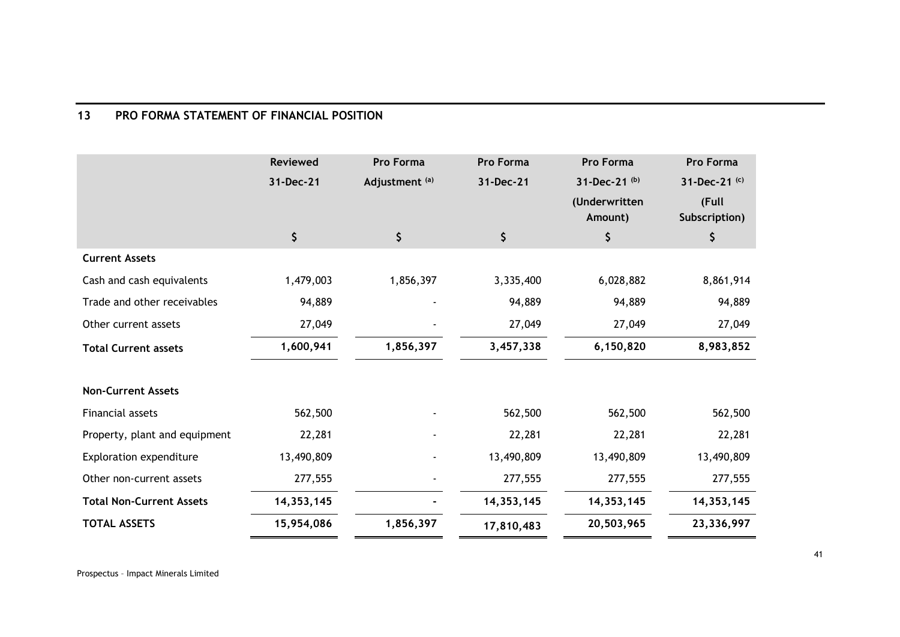## 13 PRO FORMA STATEMENT OF FINANCIAL POSITION

| | Reviewed 31-Dec-21 | Pro Forma Adjustment [(a)] | Pro Forma 31-Dec-21 | Pro Forma 31-Dec-21 [(b)] (Underwritten Amount) | Pro Forma 31-Dec-21 [(c)] (Full Subscription) |
|---|---|---|---|---|---|
| | $ | $ | $ | $ | $ |
| **Current Assets** | | | | | |
| Cash and cash equivalents | 1,479,003 | 1,856,397 | 3,335,400 | 6,028,882 | 8,861,914 |
| Trade and other receivables | 94,889 | - | 94,889 | 94,889 | 94,889 |
| Other current assets | 27,049 | - | 27,049 | 27,049 | 27,049 |
| **Total Current assets** | **1,600,941** | **1,856,397** | **3,457,338** | **6,150,820** | **8,983,852** |
| | | | | | |
| **Non-Current Assets** | | | | | |
| Financial assets | 562,500 | - | 562,500 | 562,500 | 562,500 |
| Property, plant and equipment | 22,281 | - | 22,281 | 22,281 | 22,281 |
| Exploration expenditure | 13,490,809 | - | 13,490,809 | 13,490,809 | 13,490,809 |
| Other non-current assets | 277,555 | - | 277,555 | 277,555 | 277,555 |
| **Total Non-Current Assets** | **14,353,145** | **-** | **14,353,145** | **14,353,145** | **14,353,145** |
| **TOTAL ASSETS** | **15,954,086** | **1,856,397** | **17,810,483** | **20,503,965** | **23,336,997** |

Prospectus – Impact Minerals Limited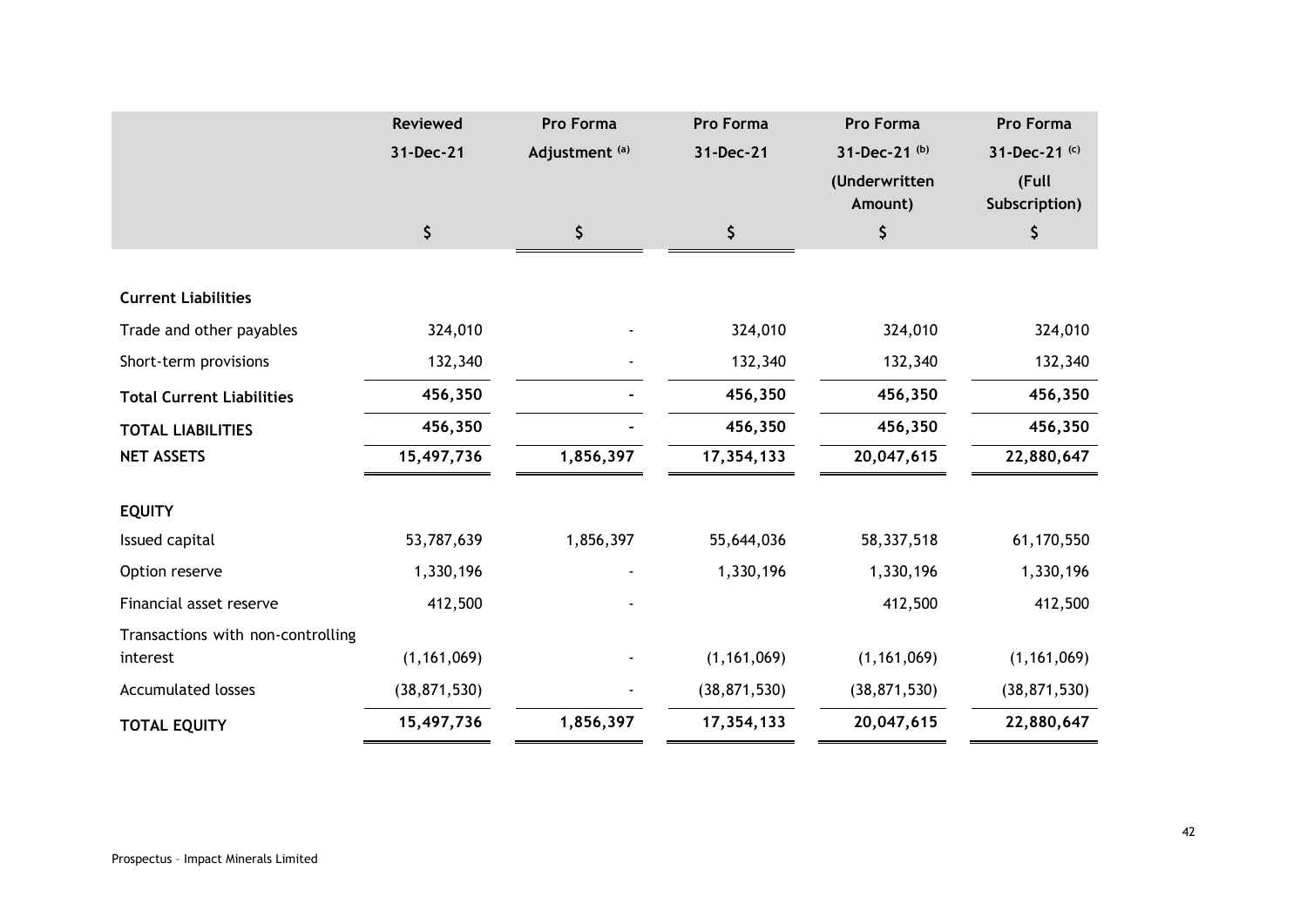| | Reviewed 31-Dec-21 | Pro Forma Adjustment [(a)] | Pro Forma 31-Dec-21 | Pro Forma 31-Dec-21 [(b)] (Underwritten Amount) | Pro Forma 31-Dec-21 [(c)] (Full Subscription) |
|---|---|---|---|---|---|
| | $ | $ | $ | $ | $ |
| **Current Liabilities** | | | | | |
| Trade and other payables | 324,010 | - | 324,010 | 324,010 | 324,010 |
| Short-term provisions | 132,340 | - | 132,340 | 132,340 | 132,340 |
| **Total Current Liabilities** | **456,350** | **-** | **456,350** | **456,350** | **456,350** |
| **TOTAL LIABILITIES** | **456,350** | **-** | **456,350** | **456,350** | **456,350** |
| **NET ASSETS** | **15,497,736** | **1,856,397** | **17,354,133** | **20,047,615** | **22,880,647** |
| **EQUITY** | | | | | |
| Issued capital | 53,787,639 | 1,856,397 | 55,644,036 | 58,337,518 | 61,170,550 |
| Option reserve | 1,330,196 | - | 1,330,196 | 1,330,196 | 1,330,196 |
| Financial asset reserve | 412,500 | - | | 412,500 | 412,500 |
| Transactions with non-controlling interest | (1,161,069) | - | (1,161,069) | (1,161,069) | (1,161,069) |
| Accumulated losses | (38,871,530) | - | (38,871,530) | (38,871,530) | (38,871,530) |
| **TOTAL EQUITY** | **15,497,736** | **1,856,397** | **17,354,133** | **20,047,615** | **22,880,647** |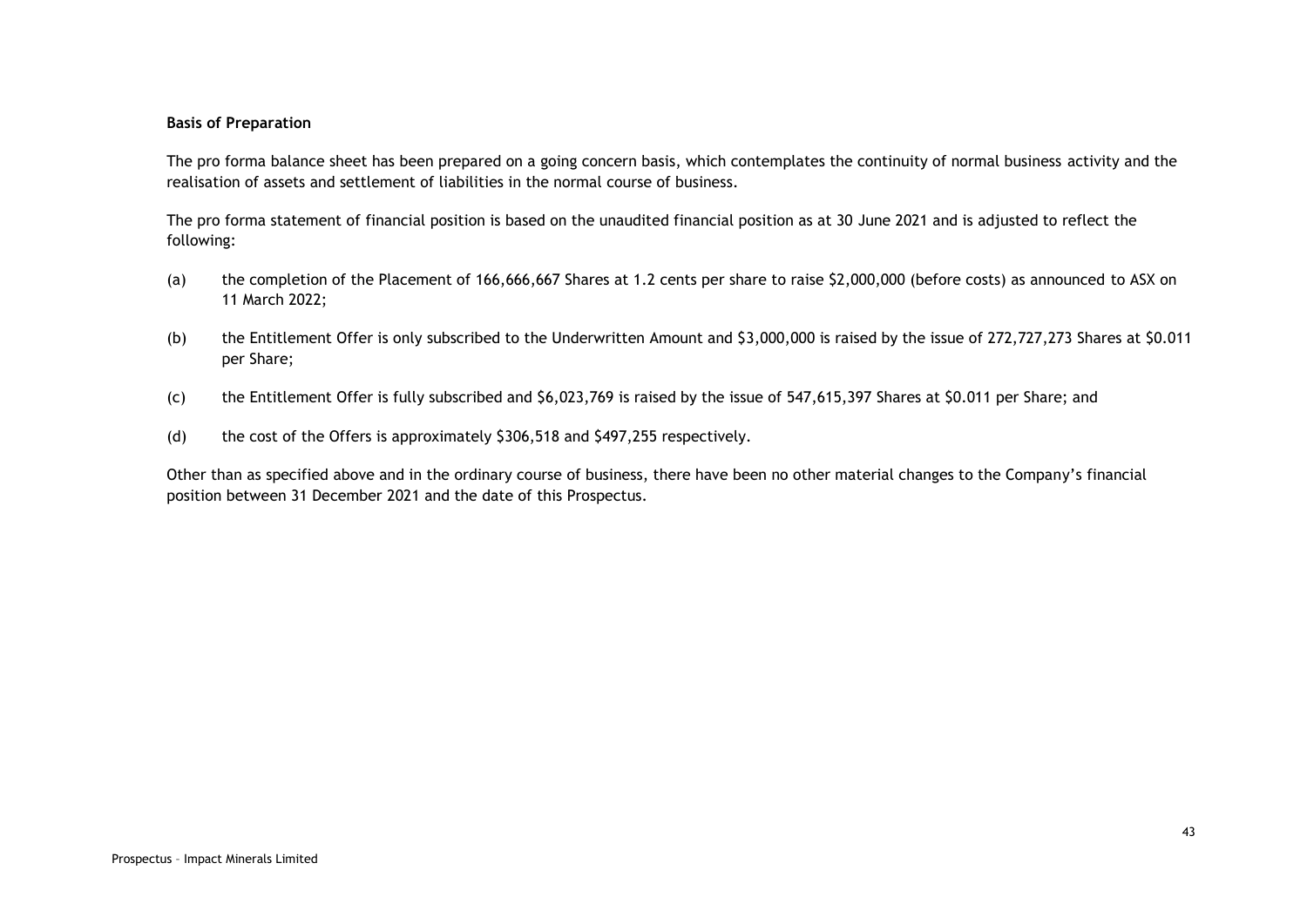**Basis of Preparation**

The pro forma balance sheet has been prepared on a going concern basis, which contemplates the continuity of normal business activity and the realisation of assets and settlement of liabilities in the normal course of business.

The pro forma statement of financial position is based on the unaudited financial position as at 30 June 2021 and is adjusted to reflect the following:

(a) the completion of the Placement of 166,666,667 Shares at 1.2 cents per share to raise $2,000,000 (before costs) as announced to ASX on 11 March 2022;

(b) the Entitlement Offer is only subscribed to the Underwritten Amount and $3,000,000 is raised by the issue of 272,727,273 Shares at $0.011 per Share;

(c) the Entitlement Offer is fully subscribed and $6,023,769 is raised by the issue of 547,615,397 Shares at $0.011 per Share; and

(d) the cost of the Offers is approximately $306,518 and $497,255 respectively.

Other than as specified above and in the ordinary course of business, there have been no other material changes to the Company's financial position between 31 December 2021 and the date of this Prospectus.